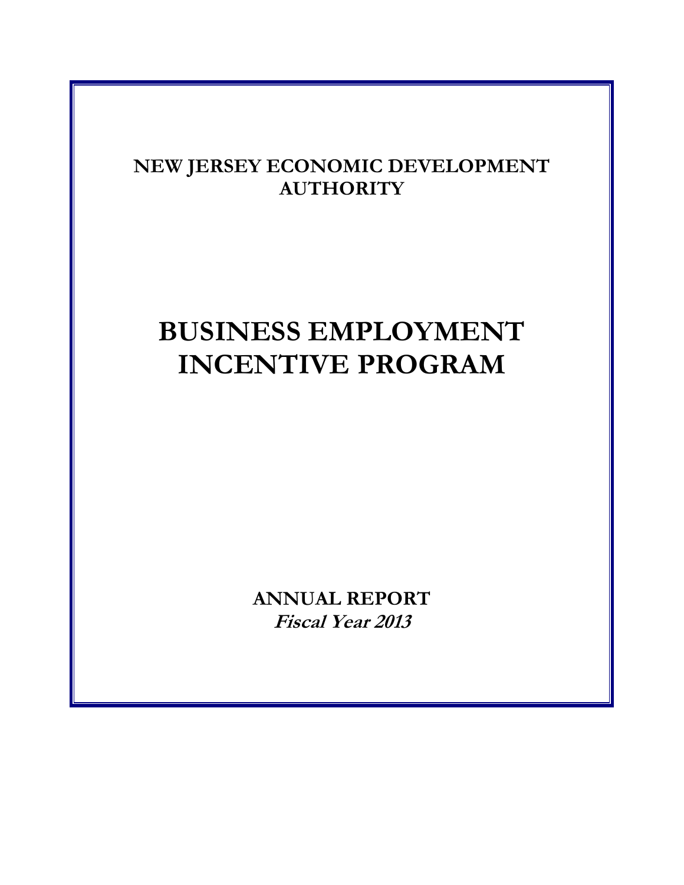**NEW JERSEY ECONOMIC DEVELOPMENT AUTHORITY**

# BUSINESS EMPLOYMENT INCENTIVE PROGRAM

**ANNUAL REPORT**

***Fiscal Year 2013***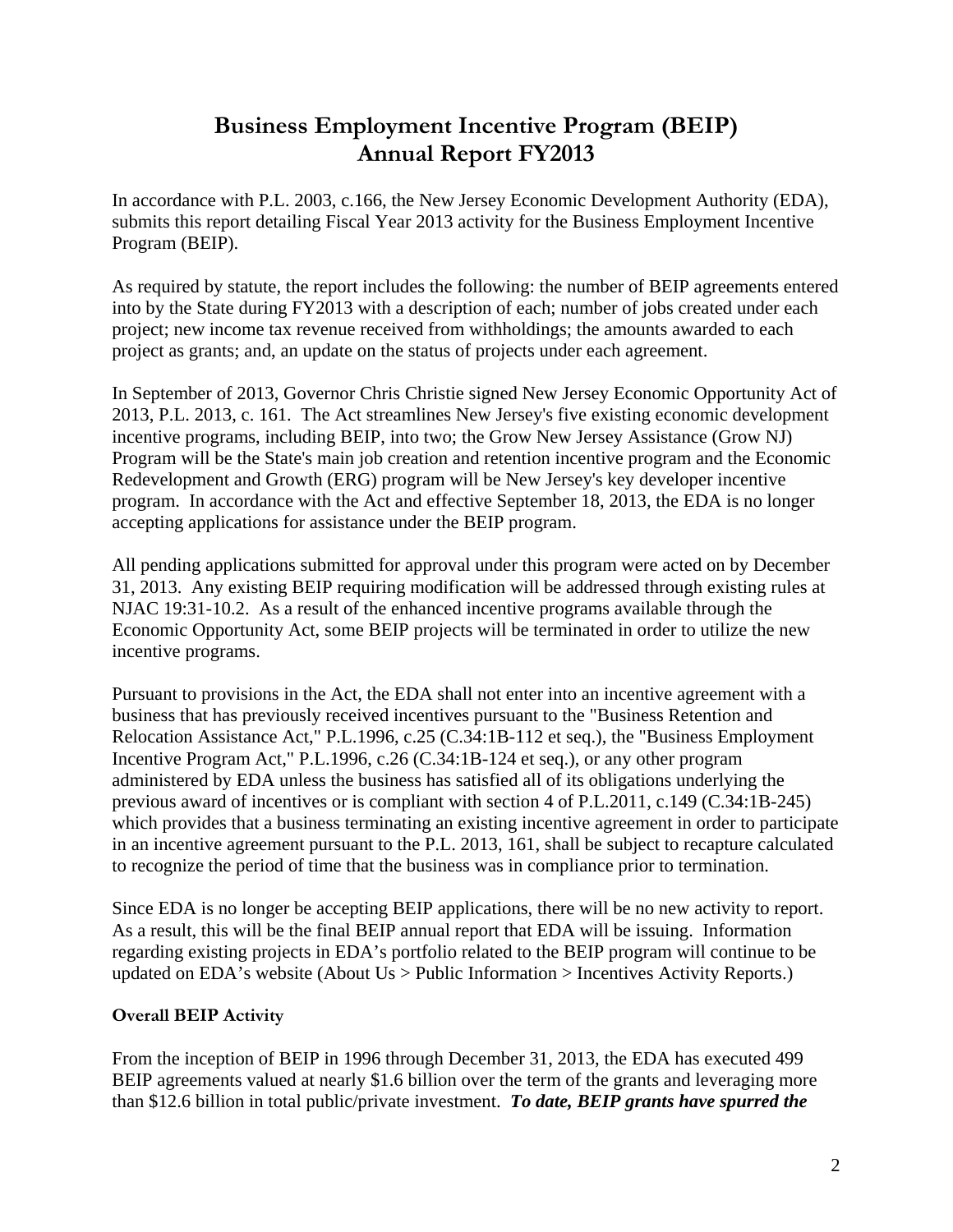# Business Employment Incentive Program (BEIP) Annual Report FY2013

In accordance with P.L. 2003, c.166, the New Jersey Economic Development Authority (EDA), submits this report detailing Fiscal Year 2013 activity for the Business Employment Incentive Program (BEIP).

As required by statute, the report includes the following: the number of BEIP agreements entered into by the State during FY2013 with a description of each; number of jobs created under each project; new income tax revenue received from withholdings; the amounts awarded to each project as grants; and, an update on the status of projects under each agreement.

In September of 2013, Governor Chris Christie signed New Jersey Economic Opportunity Act of 2013, P.L. 2013, c. 161. The Act streamlines New Jersey's five existing economic development incentive programs, including BEIP, into two; the Grow New Jersey Assistance (Grow NJ) Program will be the State's main job creation and retention incentive program and the Economic Redevelopment and Growth (ERG) program will be New Jersey's key developer incentive program. In accordance with the Act and effective September 18, 2013, the EDA is no longer accepting applications for assistance under the BEIP program.

All pending applications submitted for approval under this program were acted on by December 31, 2013. Any existing BEIP requiring modification will be addressed through existing rules at NJAC 19:31-10.2. As a result of the enhanced incentive programs available through the Economic Opportunity Act, some BEIP projects will be terminated in order to utilize the new incentive programs.

Pursuant to provisions in the Act, the EDA shall not enter into an incentive agreement with a business that has previously received incentives pursuant to the "Business Retention and Relocation Assistance Act," P.L.1996, c.25 (C.34:1B-112 et seq.), the "Business Employment Incentive Program Act," P.L.1996, c.26 (C.34:1B-124 et seq.), or any other program administered by EDA unless the business has satisfied all of its obligations underlying the previous award of incentives or is compliant with section 4 of P.L.2011, c.149 (C.34:1B-245) which provides that a business terminating an existing incentive agreement in order to participate in an incentive agreement pursuant to the P.L. 2013, 161, shall be subject to recapture calculated to recognize the period of time that the business was in compliance prior to termination.

Since EDA is no longer be accepting BEIP applications, there will be no new activity to report. As a result, this will be the final BEIP annual report that EDA will be issuing. Information regarding existing projects in EDA's portfolio related to the BEIP program will continue to be updated on EDA's website (About Us > Public Information > Incentives Activity Reports.)

**Overall BEIP Activity**

From the inception of BEIP in 1996 through December 31, 2013, the EDA has executed 499 BEIP agreements valued at nearly $1.6 billion over the term of the grants and leveraging more than $12.6 billion in total public/private investment. ***To date, BEIP grants have spurred the***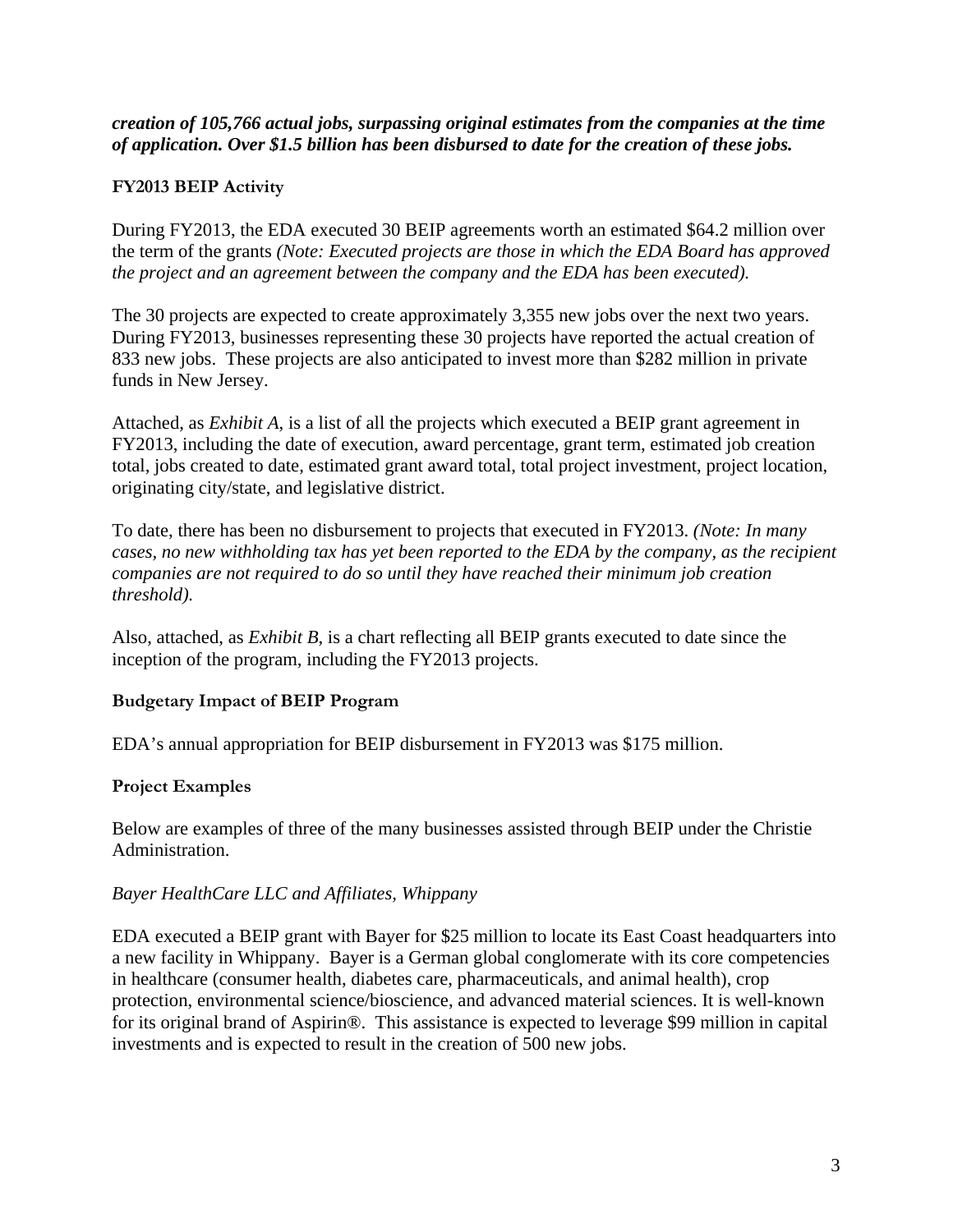***creation of 105,766 actual jobs, surpassing original estimates from the companies at the time of application. Over $1.5 billion has been disbursed to date for the creation of these jobs.***

**FY2013 BEIP Activity**

During FY2013, the EDA executed 30 BEIP agreements worth an estimated $64.2 million over the term of the grants *(Note: Executed projects are those in which the EDA Board has approved the project and an agreement between the company and the EDA has been executed).*

The 30 projects are expected to create approximately 3,355 new jobs over the next two years. During FY2013, businesses representing these 30 projects have reported the actual creation of 833 new jobs. These projects are also anticipated to invest more than $282 million in private funds in New Jersey.

Attached, as *Exhibit A*, is a list of all the projects which executed a BEIP grant agreement in FY2013, including the date of execution, award percentage, grant term, estimated job creation total, jobs created to date, estimated grant award total, total project investment, project location, originating city/state, and legislative district.

To date, there has been no disbursement to projects that executed in FY2013. *(Note: In many cases, no new withholding tax has yet been reported to the EDA by the company, as the recipient companies are not required to do so until they have reached their minimum job creation threshold).*

Also, attached, as *Exhibit B*, is a chart reflecting all BEIP grants executed to date since the inception of the program, including the FY2013 projects.

**Budgetary Impact of BEIP Program**

EDA's annual appropriation for BEIP disbursement in FY2013 was $175 million.

**Project Examples**

Below are examples of three of the many businesses assisted through BEIP under the Christie Administration.

*Bayer HealthCare LLC and Affiliates, Whippany*

EDA executed a BEIP grant with Bayer for $25 million to locate its East Coast headquarters into a new facility in Whippany. Bayer is a German global conglomerate with its core competencies in healthcare (consumer health, diabetes care, pharmaceuticals, and animal health), crop protection, environmental science/bioscience, and advanced material sciences. It is well-known for its original brand of Aspirin®. This assistance is expected to leverage $99 million in capital investments and is expected to result in the creation of 500 new jobs.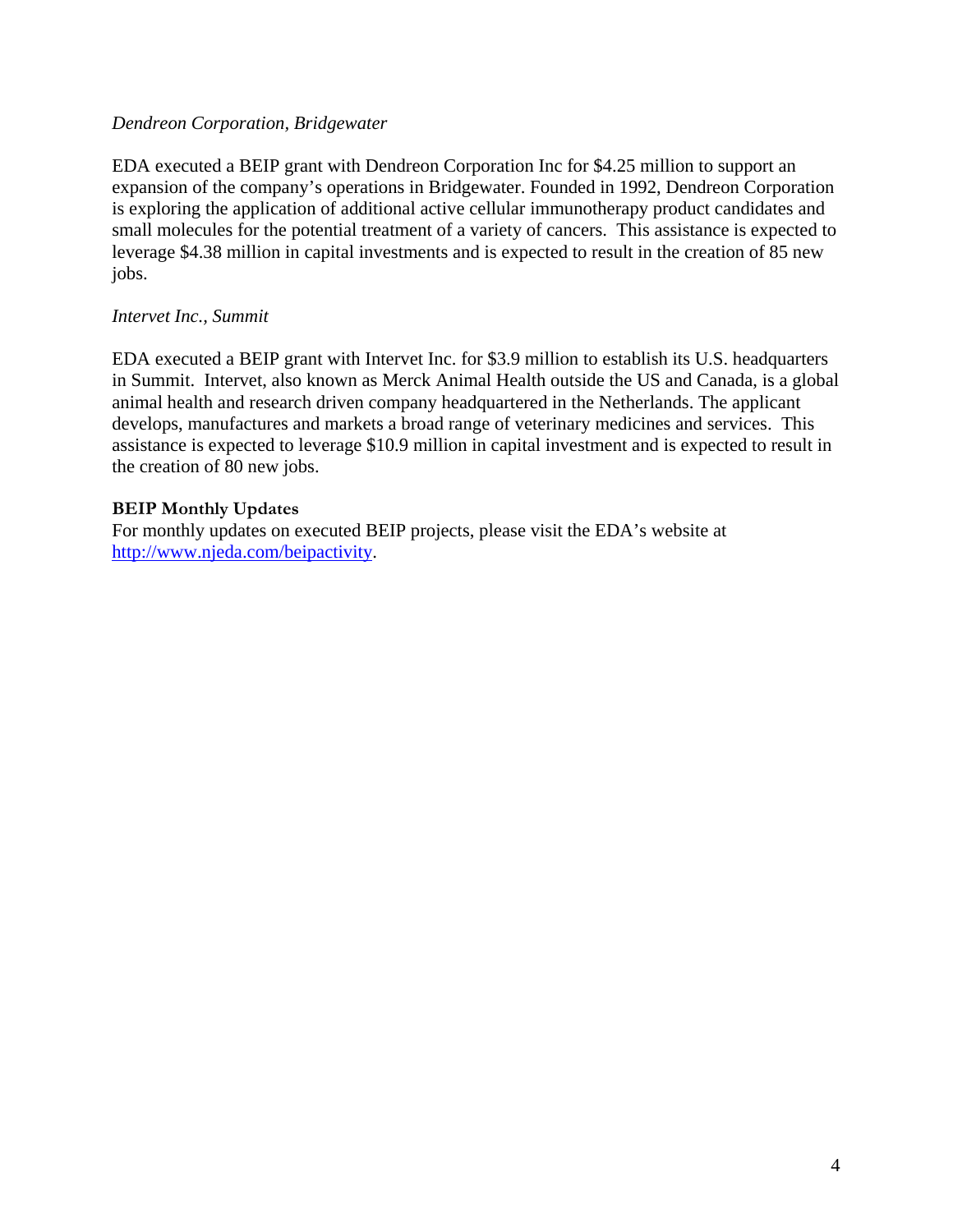*Dendreon Corporation, Bridgewater*

EDA executed a BEIP grant with Dendreon Corporation Inc for $4.25 million to support an expansion of the company's operations in Bridgewater. Founded in 1992, Dendreon Corporation is exploring the application of additional active cellular immunotherapy product candidates and small molecules for the potential treatment of a variety of cancers. This assistance is expected to leverage $4.38 million in capital investments and is expected to result in the creation of 85 new jobs.

*Intervet Inc., Summit*

EDA executed a BEIP grant with Intervet Inc. for $3.9 million to establish its U.S. headquarters in Summit. Intervet, also known as Merck Animal Health outside the US and Canada, is a global animal health and research driven company headquartered in the Netherlands. The applicant develops, manufactures and markets a broad range of veterinary medicines and services. This assistance is expected to leverage $10.9 million in capital investment and is expected to result in the creation of 80 new jobs.

**BEIP Monthly Updates**

For monthly updates on executed BEIP projects, please visit the EDA's website at [http://www.njeda.com/beipactivity](http://www.njeda.com/beipactivity).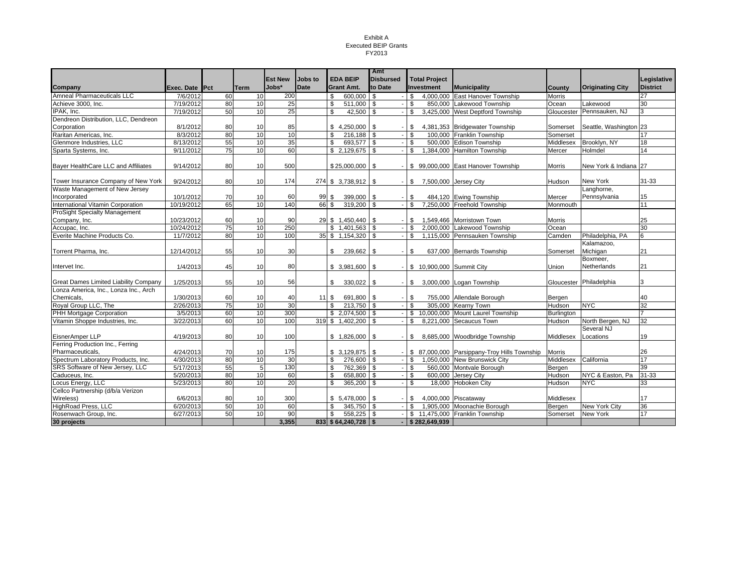Exhibit A
Executed BEIP Grants
FY2013

| Company | Exec. Date | Pct | Term | Est New Jobs* | Jobs to Date | EDA BEIP Grant Amt. | Amt Disbursed to Date | Total Project Investment | Municipality | County | Originating City | Legislative District |
|---|---|---|---|---|---|---|---|---|---|---|---|---|
| Amneal Pharmaceuticals LLC | 7/6/2012 | 60 | 10 | 200 | | $ 600,000 | $ - | $ 4,000,000 | East Hanover Township | Morris | | 27 |
| Achieve 3000, Inc. | 7/19/2012 | 80 | 10 | 25 | | $ 511,000 | $ - | $ 850,000 | Lakewood Township | Ocean | Lakewood | 30 |
| IPAK, Inc. | 7/19/2012 | 50 | 10 | 25 | | $ 42,500 | $ - | $ 3,425,000 | West Deptford Township | Gloucester | Pennsauken, NJ | 3 |
| Dendreon Distribution, LLC, Dendreon Corporation | 8/1/2012 | 80 | 10 | 85 | | $ 4,250,000 | $ - | $ 4,381,353 | Bridgewater Township | Somerset | Seattle, Washington | 23 |
| Raritan Americas, Inc. | 8/3/2012 | 80 | 10 | 10 | | $ 216,188 | $ - | $ 100,000 | Franklin Township | Somerset | | 17 |
| Glenmore Industries, LLC | 8/13/2012 | 55 | 10 | 35 | | $ 693,577 | $ - | $ 500,000 | Edison Township | Middlesex | Brooklyn, NY | 18 |
| Sparta Systems, Inc. | 9/11/2012 | 75 | 10 | 60 | | $ 2,129,675 | $ - | $ 1,384,000 | Hamilton Township | Mercer | Holmdel | 14 |
| Bayer HealthCare LLC and Affiliates | 9/14/2012 | 80 | 10 | 500 | | $ 25,000,000 | $ - | $ 99,000,000 | East Hanover Township | Morris | New York & Indiana | 27 |
| Tower Insurance Company of New York | 9/24/2012 | 80 | 10 | 174 | 274 | $ 3,738,912 | $ - | $ 7,500,000 | Jersey City | Hudson | New York | 31-33 |
| Waste Management of New Jersey Incorporated | 10/1/2012 | 70 | 10 | 60 | 99 | $ 399,000 | $ - | $ 484,120 | Ewing Township | Mercer | Langhorne, Pennsylvania | 15 |
| International Vitamin Corporation | 10/19/2012 | 65 | 10 | 140 | 66 | $ 319,200 | $ - | $ 7,250,000 | Freehold Township | Monmouth | | 11 |
| ProSight Specialty Management Company, Inc. | 10/23/2012 | 60 | 10 | 90 | 29 | $ 1,450,440 | $ - | $ 1,549,466 | Morristown Town | Morris | | 25 |
| Accupac, Inc. | 10/24/2012 | 75 | 10 | 250 | | $ 1,401,563 | $ - | $ 2,000,000 | Lakewood Township | Ocean | | 30 |
| Everite Machine Products Co. | 11/7/2012 | 80 | 10 | 100 | 35 | $ 1,154,320 | $ - | $ 1,115,000 | Pennsauken Township | Camden | Philadelphia, PA | 6 |
| Torrent Pharma, Inc. | 12/14/2012 | 55 | 10 | 30 | | $ 239,662 | $ - | $ 637,000 | Bernards Township | Somerset | Kalamazoo, Michigan | 21 |
| Intervet Inc. | 1/4/2013 | 45 | 10 | 80 | | $ 3,981,600 | $ - | $ 10,900,000 | Summit City | Union | Boxmeer, Netherlands | 21 |
| Great Dames Limited Liability Company | 1/25/2013 | 55 | 10 | 56 | | $ 330,022 | $ - | $ 3,000,000 | Logan Township | Gloucester | Philadelphia | 3 |
| Lonza America, Inc., Lonza Inc., Arch Chemicals, | 1/30/2013 | 60 | 10 | 40 | 11 | $ 691,800 | $ - | $ 755,000 | Allendale Borough | Bergen | | 40 |
| Royal Group LLC, The | 2/26/2013 | 75 | 10 | 30 | | $ 213,750 | $ - | $ 305,000 | Kearny Town | Hudson | NYC | 32 |
| PHH Mortgage Corporation | 3/5/2013 | 60 | 10 | 300 | | $ 2,074,500 | $ - | $ 10,000,000 | Mount Laurel Township | Burlington | | 7 |
| Vitamin Shoppe Industries, Inc. | 3/22/2013 | 60 | 10 | 100 | 319 | $ 1,402,200 | $ - | $ 8,221,000 | Secaucus Town | Hudson | North Bergen, NJ | 32 |
| EisnerAmper LLP | 4/19/2013 | 80 | 10 | 100 | | $ 1,826,000 | $ - | $ 8,685,000 | Woodbridge Township | Middlesex | Several NJ Locations | 19 |
| Ferring Production Inc., Ferring Pharmaceuticals, | 4/24/2013 | 70 | 10 | 175 | | $ 3,129,875 | $ - | $ 87,000,000 | Parsippany-Troy Hills Township | Morris | | 26 |
| Spectrum Laboratory Products, Inc. | 4/30/2013 | 80 | 10 | 30 | | $ 276,600 | $ - | $ 1,050,000 | New Brunswick City | Middlesex | California | 17 |
| SRS Software of New Jersey, LLC | 5/17/2013 | 55 | 5 | 130 | | $ 762,369 | $ - | $ 560,000 | Montvale Borough | Bergen | | 39 |
| Caduceus, Inc. | 5/20/2013 | 80 | 10 | 60 | | $ 658,800 | $ - | $ 600,000 | Jersey City | Hudson | NYC & Easton, Pa | 31-33 |
| Locus Energy, LLC | 5/23/2013 | 80 | 10 | 20 | | $ 365,200 | $ - | $ 18,000 | Hoboken City | Hudson | NYC | 33 |
| Cellco Partnership (d/b/a Verizon Wireless) | 6/6/2013 | 80 | 10 | 300 | | $ 5,478,000 | $ - | $ 4,000,000 | Piscataway | Middlesex | | 17 |
| HighRoad Press, LLC | 6/20/2013 | 50 | 10 | 60 | | $ 345,750 | $ - | $ 1,905,000 | Moonachie Borough | Bergen | New York City | 36 |
| Rosenwach Group, Inc. | 6/27/2013 | 50 | 10 | 90 | | $ 558,225 | $ - | $ 11,475,000 | Franklin Township | Somerset | New York | 17 |
| **30 projects** | | | | **3,355** | **833** | **$ 64,240,728** | **$ -** | **$ 282,649,939** | | | | |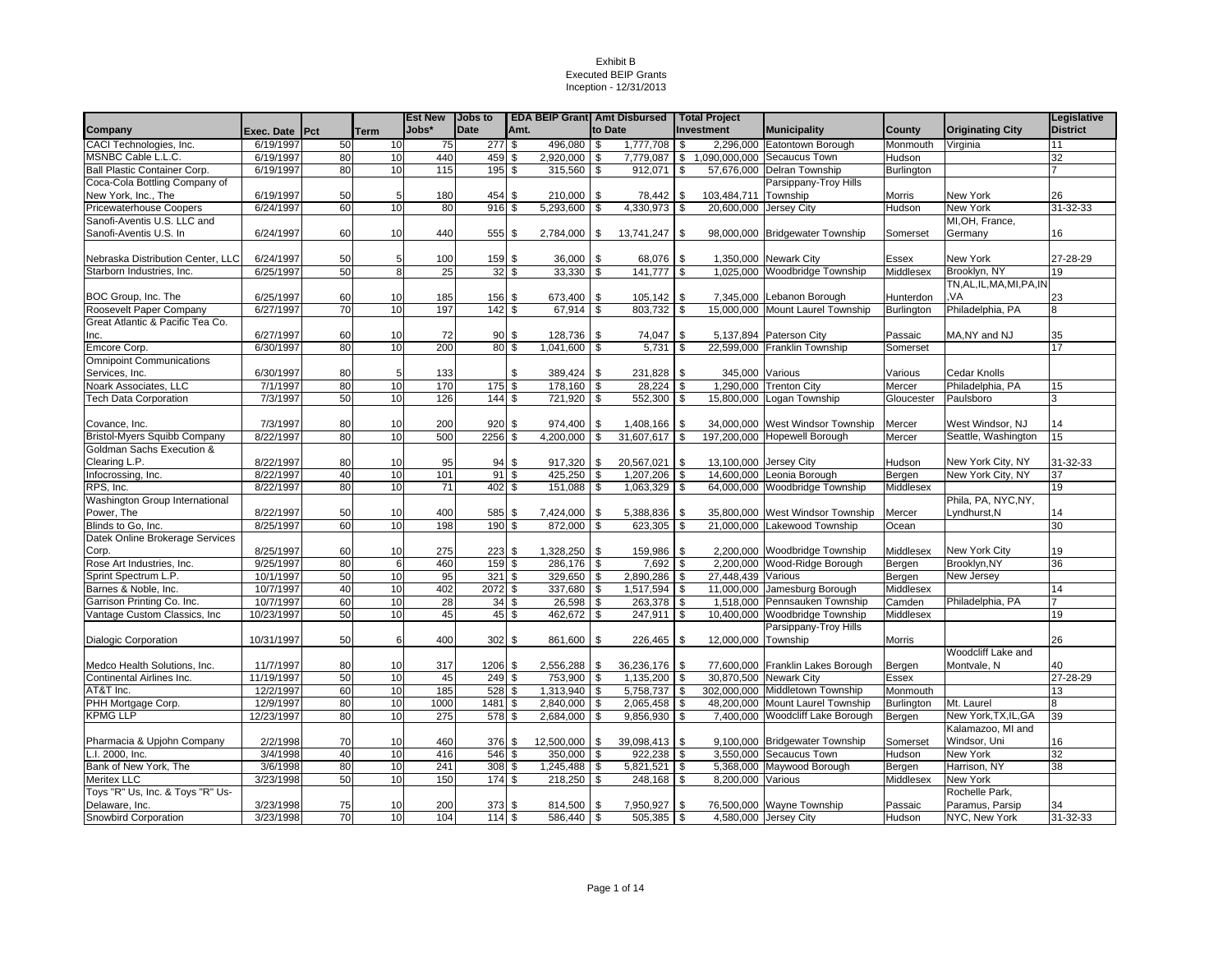Exhibit B
Executed BEIP Grants
Inception - 12/31/2013

| Company | Exec. Date | Pct | Term | Est New Jobs* | Jobs to Date | EDA BEIP Grant Amt. | Amt Disbursed to Date | Total Project Investment | Municipality | County | Originating City | Legislative District |
|---|---|---|---|---|---|---|---|---|---|---|---|---|
| CACI Technologies, Inc. | 6/19/1997 | 50 | 10 | 75 | 277 | $ 496,080 | $ 1,777,708 | $ 2,296,000 | Eatontown Borough | Monmouth | Virginia | 11 |
| MSNBC Cable L.L.C. | 6/19/1997 | 80 | 10 | 440 | 459 | $ 2,920,000 | $ 7,779,087 | $ 1,090,000,000 | Secaucus Town | Hudson | | 32 |
| Ball Plastic Container Corp. | 6/19/1997 | 80 | 10 | 115 | 195 | $ 315,560 | $ 912,071 | $ 57,676,000 | Delran Township | Burlington | | 7 |
| Coca-Cola Bottling Company of New York, Inc., The | 6/19/1997 | 50 | 5 | 180 | 454 | $ 210,000 | $ 78,442 | $ 103,484,711 | Parsippany-Troy Hills Township | Morris | New York | 26 |
| Pricewaterhouse Coopers | 6/24/1997 | 60 | 10 | 80 | 916 | $ 5,293,600 | $ 4,330,973 | $ 20,600,000 | Jersey City | Hudson | New York | 31-32-33 |
| Sanofi-Aventis U.S. LLC and Sanofi-Aventis U.S. In | 6/24/1997 | 60 | 10 | 440 | 555 | $ 2,784,000 | $ 13,741,247 | $ 98,000,000 | Bridgewater Township | Somerset | MI,OH, France, Germany | 16 |
| Nebraska Distribution Center, LLC | 6/24/1997 | 50 | 5 | 100 | 159 | $ 36,000 | $ 68,076 | $ 1,350,000 | Newark City | Essex | New York | 27-28-29 |
| Starborn Industries, Inc. | 6/25/1997 | 50 | 8 | 25 | 32 | $ 33,330 | $ 141,777 | $ 1,025,000 | Woodbridge Township | Middlesex | Brooklyn, NY | 19 |
| BOC Group, Inc. The | 6/25/1997 | 60 | 10 | 185 | 156 | $ 673,400 | $ 105,142 | $ 7,345,000 | Lebanon Borough | Hunterdon | TN,AL,IL,MA,MI,PA,IN,VA | 23 |
| Roosevelt Paper Company | 6/27/1997 | 70 | 10 | 197 | 142 | $ 67,914 | $ 803,732 | $ 15,000,000 | Mount Laurel Township | Burlington | Philadelphia, PA | 8 |
| Great Atlantic & Pacific Tea Co. Inc. | 6/27/1997 | 60 | 10 | 72 | 90 | $ 128,736 | $ 74,047 | $ 5,137,894 | Paterson City | Passaic | MA,NY and NJ | 35 |
| Emcore Corp. | 6/30/1997 | 80 | 10 | 200 | 80 | $ 1,041,600 | $ 5,731 | $ 22,599,000 | Franklin Township | Somerset | | 17 |
| Omnipoint Communications Services, Inc. | 6/30/1997 | 80 | 5 | 133 | | $ 389,424 | $ 231,828 | $ 345,000 | Various | Various | Cedar Knolls | |
| Noark Associates, LLC | 7/1/1997 | 80 | 10 | 170 | 175 | $ 178,160 | $ 28,224 | $ 1,290,000 | Trenton City | Mercer | Philadelphia, PA | 15 |
| Tech Data Corporation | 7/3/1997 | 50 | 10 | 126 | 144 | $ 721,920 | $ 552,300 | $ 15,800,000 | Logan Township | Gloucester | Paulsboro | 3 |
| Covance, Inc. | 7/3/1997 | 80 | 10 | 200 | 920 | $ 974,400 | $ 1,408,166 | $ 34,000,000 | West Windsor Township | Mercer | West Windsor, NJ | 14 |
| Bristol-Myers Squibb Company | 8/22/1997 | 80 | 10 | 500 | 2256 | $ 4,200,000 | $ 31,607,617 | $ 197,200,000 | Hopewell Borough | Mercer | Seattle, Washington | 15 |
| Goldman Sachs Execution & Clearing L.P. | 8/22/1997 | 80 | 10 | 95 | 94 | $ 917,320 | $ 20,567,021 | $ 13,100,000 | Jersey City | Hudson | New York City, NY | 31-32-33 |
| Infocrossing, Inc. | 8/22/1997 | 40 | 10 | 101 | 91 | $ 425,250 | $ 1,207,206 | $ 14,600,000 | Leonia Borough | Bergen | New York City, NY | 37 |
| RPS, Inc. | 8/22/1997 | 80 | 10 | 71 | 402 | $ 151,088 | $ 1,063,329 | $ 64,000,000 | Woodbridge Township | Middlesex | | 19 |
| Washington Group International Power, The | 8/22/1997 | 50 | 10 | 400 | 585 | $ 7,424,000 | $ 5,388,836 | $ 35,800,000 | West Windsor Township | Mercer | Phila, PA, NYC,NY, Lyndhurst,N | 14 |
| Blinds to Go, Inc. | 8/25/1997 | 60 | 10 | 198 | 190 | $ 872,000 | $ 623,305 | $ 21,000,000 | Lakewood Township | Ocean | | 30 |
| Datek Online Brokerage Services Corp. | 8/25/1997 | 60 | 10 | 275 | 223 | $ 1,328,250 | $ 159,986 | $ 2,200,000 | Woodbridge Township | Middlesex | New York City | 19 |
| Rose Art Industries, Inc. | 9/25/1997 | 80 | 6 | 460 | 159 | $ 286,176 | $ 7,692 | $ 2,200,000 | Wood-Ridge Borough | Bergen | Brooklyn,NY | 36 |
| Sprint Spectrum L.P. | 10/1/1997 | 50 | 10 | 95 | 321 | $ 329,650 | $ 2,890,286 | $ 27,448,439 | Various | Bergen | New Jersey | |
| Barnes & Noble, Inc. | 10/7/1997 | 40 | 10 | 402 | 2072 | $ 337,680 | $ 1,517,594 | $ 11,000,000 | Jamesburg Borough | Middlesex | | 14 |
| Garrison Printing Co. Inc. | 10/7/1997 | 60 | 10 | 28 | 34 | $ 26,598 | $ 263,378 | $ 1,518,000 | Pennsauken Township | Camden | Philadelphia, PA | 7 |
| Vantage Custom Classics, Inc | 10/23/1997 | 50 | 10 | 45 | 45 | $ 462,672 | $ 247,911 | $ 10,400,000 | Woodbridge Township | Middlesex | | 19 |
| Dialogic Corporation | 10/31/1997 | 50 | 6 | 400 | 302 | $ 861,600 | $ 226,465 | $ 12,000,000 | Parsippany-Troy Hills Township | Morris | | 26 |
| Medco Health Solutions, Inc. | 11/7/1997 | 80 | 10 | 317 | 1206 | $ 2,556,288 | $ 36,236,176 | $ 77,600,000 | Franklin Lakes Borough | Bergen | Woodcliff Lake and Montvale, N | 40 |
| Continental Airlines Inc. | 11/19/1997 | 50 | 10 | 45 | 249 | $ 753,900 | $ 1,135,200 | $ 30,870,500 | Newark City | Essex | | 27-28-29 |
| AT&T Inc. | 12/2/1997 | 60 | 10 | 185 | 528 | $ 1,313,940 | $ 5,758,737 | $ 302,000,000 | Middletown Township | Monmouth | | 13 |
| PHH Mortgage Corp. | 12/9/1997 | 80 | 10 | 1000 | 1481 | $ 2,840,000 | $ 2,065,458 | $ 48,200,000 | Mount Laurel Township | Burlington | Mt. Laurel | 8 |
| KPMG LLP | 12/23/1997 | 80 | 10 | 275 | 578 | $ 2,684,000 | $ 9,856,930 | $ 7,400,000 | Woodcliff Lake Borough | Bergen | New York,TX,IL,GA | 39 |
| Pharmacia & Upjohn Company | 2/2/1998 | 70 | 10 | 460 | 376 | $ 12,500,000 | $ 39,098,413 | $ 9,100,000 | Bridgewater Township | Somerset | Kalamazoo, MI and Windsor, Uni | 16 |
| L.I. 2000, Inc. | 3/4/1998 | 40 | 10 | 416 | 546 | $ 350,000 | $ 922,238 | $ 3,550,000 | Secaucus Town | Hudson | New York | 32 |
| Bank of New York, The | 3/6/1998 | 80 | 10 | 241 | 308 | $ 1,245,488 | $ 5,821,521 | $ 5,368,000 | Maywood Borough | Bergen | Harrison, NY | 38 |
| Meritex LLC | 3/23/1998 | 50 | 10 | 150 | 174 | $ 218,250 | $ 248,168 | $ 8,200,000 | Various | Middlesex | New York | |
| Toys "R" Us, Inc. & Toys "R" Us-Delaware, Inc. | 3/23/1998 | 75 | 10 | 200 | 373 | $ 814,500 | $ 7,950,927 | $ 76,500,000 | Wayne Township | Passaic | Rochelle Park, Paramus, Parsip | 34 |
| Snowbird Corporation | 3/23/1998 | 70 | 10 | 104 | 114 | $ 586,440 | $ 505,385 | $ 4,580,000 | Jersey City | Hudson | NYC, New York | 31-32-33 |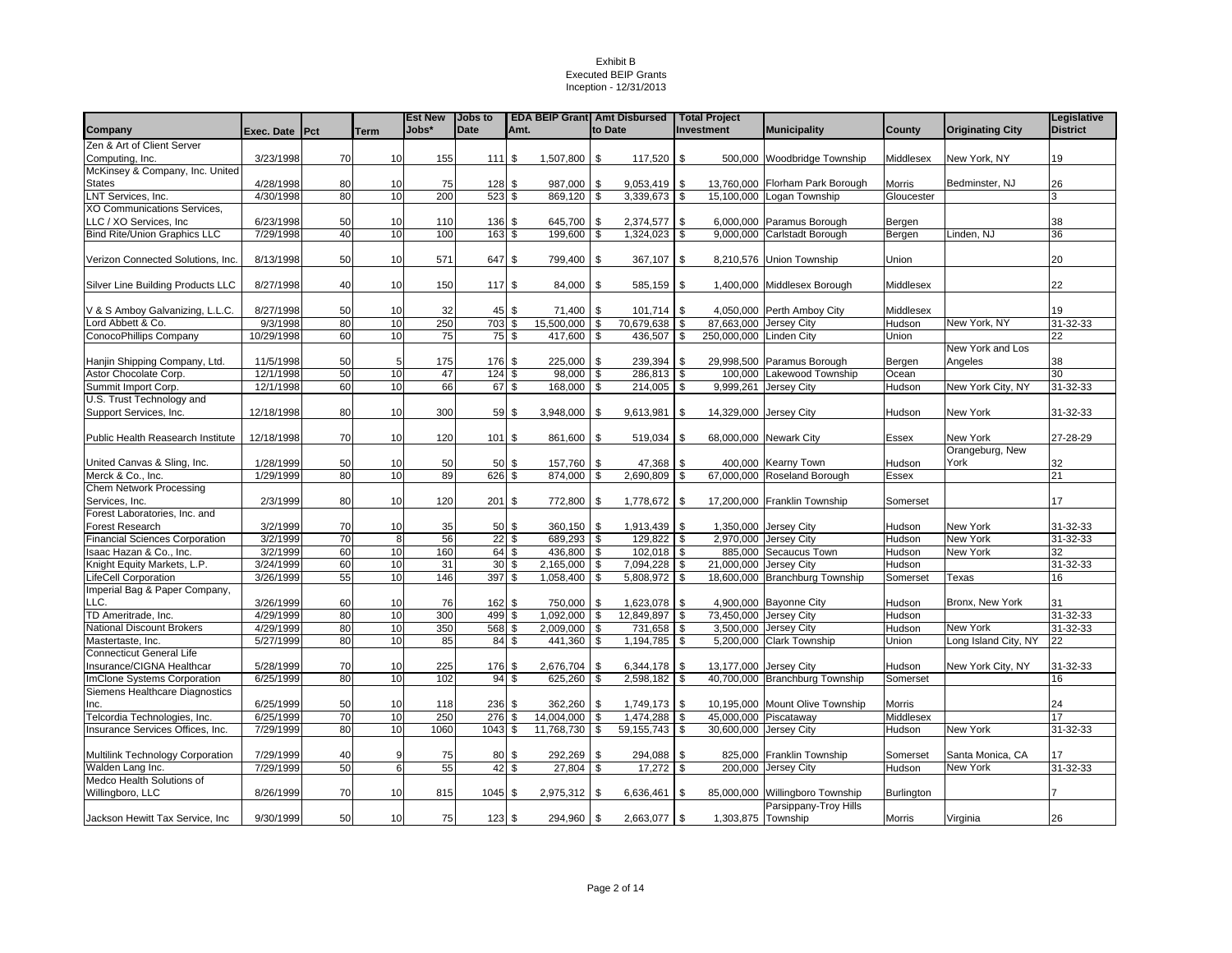Exhibit B
Executed BEIP Grants
Inception - 12/31/2013

| Company | Exec. Date | Pct | Term | Est New Jobs* | Jobs to Date | EDA BEIP Grant Amt. | Amt Disbursed to Date | Total Project Investment | Municipality | County | Originating City | Legislative District |
|---|---|---|---|---|---|---|---|---|---|---|---|---|
| Zen & Art of Client Server Computing, Inc. | 3/23/1998 | 70 | 10 | 155 | 111 | $ 1,507,800 | $ 117,520 | $ 500,000 | Woodbridge Township | Middlesex | New York, NY | 19 |
| McKinsey & Company, Inc. United States | 4/28/1998 | 80 | 10 | 75 | 128 | $ 987,000 | $ 9,053,419 | $ 13,760,000 | Florham Park Borough | Morris | Bedminster, NJ | 26 |
| LNT Services, Inc. | 4/30/1998 | 80 | 10 | 200 | 523 | $ 869,120 | $ 3,339,673 | $ 15,100,000 | Logan Township | Gloucester | | 3 |
| XO Communications Services, LLC / XO Services, Inc | 6/23/1998 | 50 | 10 | 110 | 136 | $ 645,700 | $ 2,374,577 | $ 6,000,000 | Paramus Borough | Bergen | | 38 |
| Bind Rite/Union Graphics LLC | 7/29/1998 | 40 | 10 | 100 | 163 | $ 199,600 | $ 1,324,023 | $ 9,000,000 | Carlstadt Borough | Bergen | Linden, NJ | 36 |
| Verizon Connected Solutions, Inc. | 8/13/1998 | 50 | 10 | 571 | 647 | $ 799,400 | $ 367,107 | $ 8,210,576 | Union Township | Union | | 20 |
| Silver Line Building Products LLC | 8/27/1998 | 40 | 10 | 150 | 117 | $ 84,000 | $ 585,159 | $ 1,400,000 | Middlesex Borough | Middlesex | | 22 |
| V & S Amboy Galvanizing, L.L.C. | 8/27/1998 | 50 | 10 | 32 | 45 | $ 71,400 | $ 101,714 | $ 4,050,000 | Perth Amboy City | Middlesex | | 19 |
| Lord Abbett & Co. | 9/3/1998 | 80 | 10 | 250 | 703 | $ 15,500,000 | $ 70,679,638 | $ 87,663,000 | Jersey City | Hudson | New York, NY | 31-32-33 |
| ConocoPhillips Company | 10/29/1998 | 60 | 10 | 75 | 75 | $ 417,600 | $ 436,507 | $ 250,000,000 | Linden City | Union | | 22 |
| Hanjin Shipping Company, Ltd. | 11/5/1998 | 50 | 5 | 175 | 176 | $ 225,000 | $ 239,394 | $ 29,998,500 | Paramus Borough | Bergen | New York and Los Angeles | 38 |
| Astor Chocolate Corp. | 12/1/1998 | 50 | 10 | 47 | 124 | $ 98,000 | $ 286,813 | $ 100,000 | Lakewood Township | Ocean | | 30 |
| Summit Import Corp. | 12/1/1998 | 60 | 10 | 66 | 67 | $ 168,000 | $ 214,005 | $ 9,999,261 | Jersey City | Hudson | New York City, NY | 31-32-33 |
| U.S. Trust Technology and Support Services, Inc. | 12/18/1998 | 80 | 10 | 300 | 59 | $ 3,948,000 | $ 9,613,981 | $ 14,329,000 | Jersey City | Hudson | New York | 31-32-33 |
| Public Health Reasearch Institute | 12/18/1998 | 70 | 10 | 120 | 101 | $ 861,600 | $ 519,034 | $ 68,000,000 | Newark City | Essex | New York | 27-28-29 |
| United Canvas & Sling, Inc. | 1/28/1999 | 50 | 10 | 50 | 50 | $ 157,760 | $ 47,368 | $ 400,000 | Kearny Town | Hudson | Orangeburg, New York | 32 |
| Merck & Co., Inc. | 1/29/1999 | 80 | 10 | 89 | 626 | $ 874,000 | $ 2,690,809 | $ 67,000,000 | Roseland Borough | Essex | | 21 |
| Chem Network Processing Services, Inc. | 2/3/1999 | 80 | 10 | 120 | 201 | $ 772,800 | $ 1,778,672 | $ 17,200,000 | Franklin Township | Somerset | | 17 |
| Forest Laboratories, Inc. and Forest Research | 3/2/1999 | 70 | 10 | 35 | 50 | $ 360,150 | $ 1,913,439 | $ 1,350,000 | Jersey City | Hudson | New York | 31-32-33 |
| Financial Sciences Corporation | 3/2/1999 | 70 | 8 | 56 | 22 | $ 689,293 | $ 129,822 | $ 2,970,000 | Jersey City | Hudson | New York | 31-32-33 |
| Isaac Hazan & Co., Inc. | 3/2/1999 | 60 | 10 | 160 | 64 | $ 436,800 | $ 102,018 | $ 885,000 | Secaucus Town | Hudson | New York | 32 |
| Knight Equity Markets, L.P. | 3/24/1999 | 60 | 10 | 31 | 30 | $ 2,165,000 | $ 7,094,228 | $ 21,000,000 | Jersey City | Hudson | | 31-32-33 |
| LifeCell Corporation | 3/26/1999 | 55 | 10 | 146 | 397 | $ 1,058,400 | $ 5,808,972 | $ 18,600,000 | Branchburg Township | Somerset | Texas | 16 |
| Imperial Bag & Paper Company, LLC. | 3/26/1999 | 60 | 10 | 76 | 162 | $ 750,000 | $ 1,623,078 | $ 4,900,000 | Bayonne City | Hudson | Bronx, New York | 31 |
| TD Ameritrade, Inc. | 4/29/1999 | 80 | 10 | 300 | 499 | $ 1,092,000 | $ 12,849,897 | $ 73,450,000 | Jersey City | Hudson | | 31-32-33 |
| National Discount Brokers | 4/29/1999 | 80 | 10 | 350 | 568 | $ 2,009,000 | $ 731,658 | $ 3,500,000 | Jersey City | Hudson | New York | 31-32-33 |
| Mastertaste, Inc. | 5/27/1999 | 80 | 10 | 85 | 84 | $ 441,360 | $ 1,194,785 | $ 5,200,000 | Clark Township | Union | Long Island City, NY | 22 |
| Connecticut General Life Insurance/CIGNA Healthcar | 5/28/1999 | 70 | 10 | 225 | 176 | $ 2,676,704 | $ 6,344,178 | $ 13,177,000 | Jersey City | Hudson | New York City, NY | 31-32-33 |
| ImClone Systems Corporation | 6/25/1999 | 80 | 10 | 102 | 94 | $ 625,260 | $ 2,598,182 | $ 40,700,000 | Branchburg Township | Somerset | | 16 |
| Siemens Healthcare Diagnostics Inc. | 6/25/1999 | 50 | 10 | 118 | 236 | $ 362,260 | $ 1,749,173 | $ 10,195,000 | Mount Olive Township | Morris | | 24 |
| Telcordia Technologies, Inc. | 6/25/1999 | 70 | 10 | 250 | 276 | $ 14,004,000 | $ 1,474,288 | $ 45,000,000 | Piscataway | Middlesex | | 17 |
| Insurance Services Offices, Inc. | 7/29/1999 | 80 | 10 | 1060 | 1043 | $ 11,768,730 | $ 59,155,743 | $ 30,600,000 | Jersey City | Hudson | New York | 31-32-33 |
| Multilink Technology Corporation | 7/29/1999 | 40 | 9 | 75 | 80 | $ 292,269 | $ 294,088 | $ 825,000 | Franklin Township | Somerset | Santa Monica, CA | 17 |
| Walden Lang Inc. | 7/29/1999 | 50 | 6 | 55 | 42 | $ 27,804 | $ 17,272 | $ 200,000 | Jersey City | Hudson | New York | 31-32-33 |
| Medco Health Solutions of Willingboro, LLC | 8/26/1999 | 70 | 10 | 815 | 1045 | $ 2,975,312 | $ 6,636,461 | $ 85,000,000 | Willingboro Township | Burlington | | 7 |
| Jackson Hewitt Tax Service, Inc | 9/30/1999 | 50 | 10 | 75 | 123 | $ 294,960 | $ 2,663,077 | $ 1,303,875 | Parsippany-Troy Hills Township | Morris | Virginia | 26 |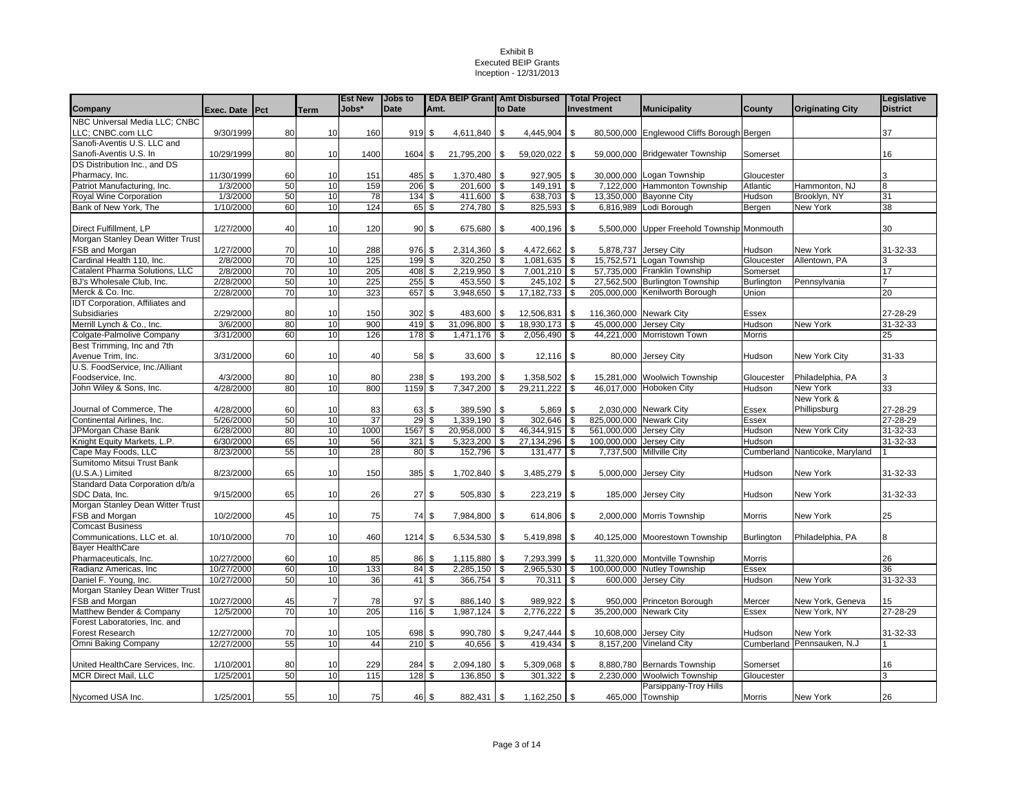Exhibit B
Executed BEIP Grants
Inception - 12/31/2013

| Company | Exec. Date | Pct | Term | Est New Jobs* | Jobs to Date | EDA BEIP Grant Amt. | Amt Disbursed to Date | Total Project Investment | Municipality | County | Originating City | Legislative District |
|---|---|---|---|---|---|---|---|---|---|---|---|---|
| NBC Universal Media LLC; CNBC LLC; CNBC.com LLC | 9/30/1999 | 80 | 10 | 160 | 919 | $ 4,611,840 | $ 4,445,904 | $ 80,500,000 | Englewood Cliffs Borough | Bergen | | 37 |
| Sanofi-Aventis U.S. LLC and Sanofi-Aventis U.S. In | 10/29/1999 | 80 | 10 | 1400 | 1604 | $ 21,795,200 | $ 59,020,022 | $ 59,000,000 | Bridgewater Township | Somerset | | 16 |
| DS Distribution Inc., and DS Pharmacy, Inc. | 11/30/1999 | 60 | 10 | 151 | 485 | $ 1,370,480 | $ 927,905 | $ 30,000,000 | Logan Township | Gloucester | | 3 |
| Patriot Manufacturing, Inc. | 1/3/2000 | 50 | 10 | 159 | 206 | $ 201,600 | $ 149,191 | $ 7,122,000 | Hammonton Township | Atlantic | Hammonton, NJ | 8 |
| Royal Wine Corporation | 1/3/2000 | 50 | 10 | 78 | 134 | $ 411,600 | $ 638,703 | $ 13,350,000 | Bayonne City | Hudson | Brooklyn, NY | 31 |
| Bank of New York, The | 1/10/2000 | 60 | 10 | 124 | 65 | $ 274,780 | $ 825,593 | $ 6,816,989 | Lodi Borough | Bergen | New York | 38 |
| Direct Fulfillment, LP | 1/27/2000 | 40 | 10 | 120 | 90 | $ 675,680 | $ 400,196 | $ 5,500,000 | Upper Freehold Township | Monmouth | | 30 |
| Morgan Stanley Dean Witter Trust FSB and Morgan | 1/27/2000 | 70 | 10 | 288 | 976 | $ 2,314,360 | $ 4,472,662 | $ 5,878,737 | Jersey City | Hudson | New York | 31-32-33 |
| Cardinal Health 110, Inc. | 2/8/2000 | 70 | 10 | 125 | 199 | $ 320,250 | $ 1,081,635 | $ 15,752,571 | Logan Township | Gloucester | Allentown, PA | 3 |
| Catalent Pharma Solutions, LLC | 2/8/2000 | 70 | 10 | 205 | 408 | $ 2,219,950 | $ 7,001,210 | $ 57,735,000 | Franklin Township | Somerset | | 17 |
| BJ's Wholesale Club, Inc. | 2/28/2000 | 50 | 10 | 225 | 255 | $ 453,550 | $ 245,102 | $ 27,562,500 | Burlington Township | Burlington | Pennsylvania | 7 |
| Merck & Co. Inc. | 2/28/2000 | 70 | 10 | 323 | 657 | $ 3,948,650 | $ 17,182,733 | $ 205,000,000 | Kenilworth Borough | Union | | 20 |
| IDT Corporation, Affiliates and Subsidiaries | 2/29/2000 | 80 | 10 | 150 | 302 | $ 483,600 | $ 12,506,831 | $ 116,360,000 | Newark City | Essex | | 27-28-29 |
| Merrill Lynch & Co., Inc. | 3/6/2000 | 80 | 10 | 900 | 419 | $ 31,096,800 | $ 18,930,173 | $ 45,000,000 | Jersey City | Hudson | New York | 31-32-33 |
| Colgate-Palmolive Company | 3/31/2000 | 60 | 10 | 126 | 178 | $ 1,471,176 | $ 2,056,490 | $ 44,221,000 | Morristown Town | Morris | | 25 |
| Best Trimming, Inc and 7th Avenue Trim, Inc. | 3/31/2000 | 60 | 10 | 40 | 58 | $ 33,600 | $ 12,116 | $ 80,000 | Jersey City | Hudson | New York City | 31-33 |
| U.S. FoodService, Inc./Alliant Foodservice, Inc. | 4/3/2000 | 80 | 10 | 80 | 238 | $ 193,200 | $ 1,358,502 | $ 15,281,000 | Woolwich Township | Gloucester | Philadelphia, PA | 3 |
| John Wiley & Sons, Inc. | 4/28/2000 | 80 | 10 | 800 | 1159 | $ 7,347,200 | $ 29,211,222 | $ 46,017,000 | Hoboken City | Hudson | New York | 33 |
| Journal of Commerce, The | 4/28/2000 | 60 | 10 | 83 | 63 | $ 389,590 | $ 5,869 | $ 2,030,000 | Newark City | Essex | New York & Phillipsburg | 27-28-29 |
| Continental Airlines, Inc. | 5/26/2000 | 50 | 10 | 37 | 29 | $ 1,339,190 | $ 302,646 | $ 825,000,000 | Newark City | Essex | | 27-28-29 |
| JPMorgan Chase Bank | 6/28/2000 | 80 | 10 | 1000 | 1567 | $ 20,958,000 | $ 46,344,915 | $ 561,000,000 | Jersey City | Hudson | New York City | 31-32-33 |
| Knight Equity Markets, L.P. | 6/30/2000 | 65 | 10 | 56 | 321 | $ 5,323,200 | $ 27,134,296 | $ 100,000,000 | Jersey City | Hudson | | 31-32-33 |
| Cape May Foods, LLC | 8/23/2000 | 55 | 10 | 28 | 80 | $ 152,796 | $ 131,477 | $ 7,737,500 | Millville City | Cumberland | Nanticoke, Maryland | 1 |
| Sumitomo Mitsui Trust Bank (U.S.A.) Limited | 8/23/2000 | 65 | 10 | 150 | 385 | $ 1,702,840 | $ 3,485,279 | $ 5,000,000 | Jersey City | Hudson | New York | 31-32-33 |
| Standard Data Corporation d/b/a SDC Data, Inc. | 9/15/2000 | 65 | 10 | 26 | 27 | $ 505,830 | $ 223,219 | $ 185,000 | Jersey City | Hudson | New York | 31-32-33 |
| Morgan Stanley Dean Witter Trust FSB and Morgan | 10/2/2000 | 45 | 10 | 75 | 74 | $ 7,984,800 | $ 614,806 | $ 2,000,000 | Morris Township | Morris | New York | 25 |
| Comcast Business Communications, LLC et. al. | 10/10/2000 | 70 | 10 | 460 | 1214 | $ 6,534,530 | $ 5,419,898 | $ 40,125,000 | Moorestown Township | Burlington | Philadelphia, PA | 8 |
| Bayer HealthCare Pharmaceuticals, Inc. | 10/27/2000 | 60 | 10 | 85 | 86 | $ 1,115,880 | $ 7,293,399 | $ 11,320,000 | Montville Township | Morris | | 26 |
| Radianz Americas, Inc | 10/27/2000 | 60 | 10 | 133 | 84 | $ 2,285,150 | $ 2,965,530 | $ 100,000,000 | Nutley Township | Essex | | 36 |
| Daniel F. Young, Inc. | 10/27/2000 | 50 | 10 | 36 | 41 | $ 366,754 | $ 70,311 | $ 600,000 | Jersey City | Hudson | New York | 31-32-33 |
| Morgan Stanley Dean Witter Trust FSB and Morgan | 10/27/2000 | 45 | 7 | 78 | 97 | $ 886,140 | $ 989,922 | $ 950,000 | Princeton Borough | Mercer | New York, Geneva | 15 |
| Matthew Bender & Company | 12/5/2000 | 70 | 10 | 205 | 116 | $ 1,987,124 | $ 2,776,222 | $ 35,200,000 | Newark City | Essex | New York, NY | 27-28-29 |
| Forest Laboratories, Inc. and Forest Research | 12/27/2000 | 70 | 10 | 105 | 698 | $ 990,780 | $ 9,247,444 | $ 10,608,000 | Jersey City | Hudson | New York | 31-32-33 |
| Omni Baking Company | 12/27/2000 | 55 | 10 | 44 | 210 | $ 40,656 | $ 419,434 | $ 8,157,200 | Vineland City | Cumberland | Pennsauken, N.J | 1 |
| United HealthCare Services, Inc. | 1/10/2001 | 80 | 10 | 229 | 284 | $ 2,094,180 | $ 5,309,068 | $ 8,880,780 | Bernards Township | Somerset | | 16 |
| MCR Direct Mail, LLC | 1/25/2001 | 50 | 10 | 115 | 128 | $ 136,850 | $ 301,322 | $ 2,230,000 | Woolwich Township | Gloucester | | 3 |
| Nycomed USA Inc. | 1/25/2001 | 55 | 10 | 75 | 46 | $ 882,431 | $ 1,162,250 | $ 465,000 | Parsippany-Troy Hills Township | Morris | New York | 26 |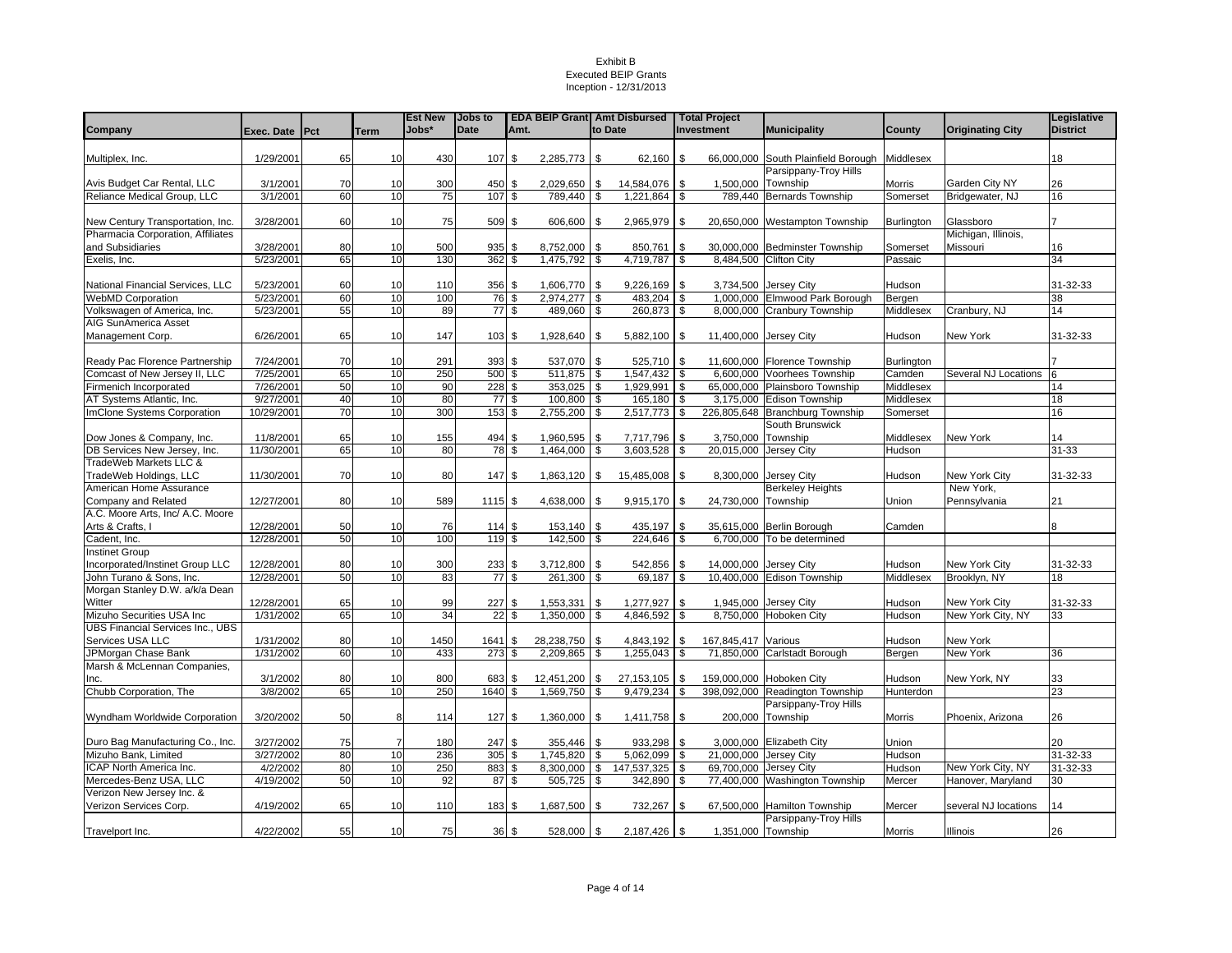Exhibit B
Executed BEIP Grants
Inception - 12/31/2013

| Company | Exec. Date | Pct | Term | Est New Jobs* | Jobs to Date | EDA BEIP Grant Amt. | Amt Disbursed to Date | Total Project Investment | Municipality | County | Originating City | Legislative District |
|---|---|---|---|---|---|---|---|---|---|---|---|---|
| Multiplex, Inc. | 1/29/2001 | 65 | 10 | 430 | 107 | $ 2,285,773 | $ 62,160 | $ 66,000,000 | South Plainfield Borough | Middlesex | | 18 |
| Avis Budget Car Rental, LLC | 3/1/2001 | 70 | 10 | 300 | 450 | $ 2,029,650 | $ 14,584,076 | $ 1,500,000 | Parsippany-Troy Hills Township | Morris | Garden City NY | 26 |
| Reliance Medical Group, LLC | 3/1/2001 | 60 | 10 | 75 | 107 | $ 789,440 | $ 1,221,864 | $ 789,440 | Bernards Township | Somerset | Bridgewater, NJ | 16 |
| New Century Transportation, Inc. | 3/28/2001 | 60 | 10 | 75 | 509 | $ 606,600 | $ 2,965,979 | $ 20,650,000 | Westampton Township | Burlington | Glassboro | 7 |
| Pharmacia Corporation, Affiliates and Subsidiaries | 3/28/2001 | 80 | 10 | 500 | 935 | $ 8,752,000 | $ 850,761 | $ 30,000,000 | Bedminster Township | Somerset | Michigan, Illinois, Missouri | 16 |
| Exelis, Inc. | 5/23/2001 | 65 | 10 | 130 | 362 | $ 1,475,792 | $ 4,719,787 | $ 8,484,500 | Clifton City | Passaic | | 34 |
| National Financial Services, LLC | 5/23/2001 | 60 | 10 | 110 | 356 | $ 1,606,770 | $ 9,226,169 | $ 3,734,500 | Jersey City | Hudson | | 31-32-33 |
| WebMD Corporation | 5/23/2001 | 60 | 10 | 100 | 76 | $ 2,974,277 | $ 483,204 | $ 1,000,000 | Elmwood Park Borough | Bergen | | 38 |
| Volkswagen of America, Inc. | 5/23/2001 | 55 | 10 | 89 | 77 | $ 489,060 | $ 260,873 | $ 8,000,000 | Cranbury Township | Middlesex | Cranbury, NJ | 14 |
| AIG SunAmerica Asset Management Corp. | 6/26/2001 | 65 | 10 | 147 | 103 | $ 1,928,640 | $ 5,882,100 | $ 11,400,000 | Jersey City | Hudson | New York | 31-32-33 |
| Ready Pac Florence Partnership | 7/24/2001 | 70 | 10 | 291 | 393 | $ 537,070 | $ 525,710 | $ 11,600,000 | Florence Township | Burlington | | 7 |
| Comcast of New Jersey II, LLC | 7/25/2001 | 65 | 10 | 250 | 500 | $ 511,875 | $ 1,547,432 | $ 6,600,000 | Voorhees Township | Camden | Several NJ Locations | 6 |
| Firmenich Incorporated | 7/26/2001 | 50 | 10 | 90 | 228 | $ 353,025 | $ 1,929,991 | $ 65,000,000 | Plainsboro Township | Middlesex | | 14 |
| AT Systems Atlantic, Inc. | 9/27/2001 | 40 | 10 | 80 | 77 | $ 100,800 | $ 165,180 | $ 3,175,000 | Edison Township | Middlesex | | 18 |
| ImClone Systems Corporation | 10/29/2001 | 70 | 10 | 300 | 153 | $ 2,755,200 | $ 2,517,773 | $ 226,805,648 | Branchburg Township | Somerset | | 16 |
| Dow Jones & Company, Inc. | 11/8/2001 | 65 | 10 | 155 | 494 | $ 1,960,595 | $ 7,717,796 | $ 3,750,000 | South Brunswick Township | Middlesex | New York | 14 |
| DB Services New Jersey, Inc. | 11/30/2001 | 65 | 10 | 80 | 78 | $ 1,464,000 | $ 3,603,528 | $ 20,015,000 | Jersey City | Hudson | | 31-33 |
| TradeWeb Markets LLC & TradeWeb Holdings, LLC | 11/30/2001 | 70 | 10 | 80 | 147 | $ 1,863,120 | $ 15,485,008 | $ 8,300,000 | Jersey City | Hudson | New York City | 31-32-33 |
| American Home Assurance Company and Related | 12/27/2001 | 80 | 10 | 589 | 1115 | $ 4,638,000 | $ 9,915,170 | $ 24,730,000 | Berkeley Heights Township | Union | New York, Pennsylvania | 21 |
| A.C. Moore Arts, Inc/ A.C. Moore Arts & Crafts, I | 12/28/2001 | 50 | 10 | 76 | 114 | $ 153,140 | $ 435,197 | $ 35,615,000 | Berlin Borough | Camden | | 8 |
| Cadent, Inc. | 12/28/2001 | 50 | 10 | 100 | 119 | $ 142,500 | $ 224,646 | $ 6,700,000 | To be determined | | | |
| Instinet Group Incorporated/Instinet Group LLC | 12/28/2001 | 80 | 10 | 300 | 233 | $ 3,712,800 | $ 542,856 | $ 14,000,000 | Jersey City | Hudson | New York City | 31-32-33 |
| John Turano & Sons, Inc. | 12/28/2001 | 50 | 10 | 83 | 77 | $ 261,300 | $ 69,187 | $ 10,400,000 | Edison Township | Middlesex | Brooklyn, NY | 18 |
| Morgan Stanley D.W. a/k/a Dean Witter | 12/28/2001 | 65 | 10 | 99 | 227 | $ 1,553,331 | $ 1,277,927 | $ 1,945,000 | Jersey City | Hudson | New York City | 31-32-33 |
| Mizuho Securities USA Inc | 1/31/2002 | 65 | 10 | 34 | 22 | $ 1,350,000 | $ 4,846,592 | $ 8,750,000 | Hoboken City | Hudson | New York City, NY | 33 |
| UBS Financial Services Inc., UBS Services USA LLC | 1/31/2002 | 80 | 10 | 1450 | 1641 | $ 28,238,750 | $ 4,843,192 | $ 167,845,417 | Various | Hudson | New York | |
| JPMorgan Chase Bank | 1/31/2002 | 60 | 10 | 433 | 273 | $ 2,209,865 | $ 1,255,043 | $ 71,850,000 | Carlstadt Borough | Bergen | New York | 36 |
| Marsh & McLennan Companies, Inc. | 3/1/2002 | 80 | 10 | 800 | 683 | $ 12,451,200 | $ 27,153,105 | $ 159,000,000 | Hoboken City | Hudson | New York, NY | 33 |
| Chubb Corporation, The | 3/8/2002 | 65 | 10 | 250 | 1640 | $ 1,569,750 | $ 9,479,234 | $ 398,092,000 | Readington Township | Hunterdon | | 23 |
| Wyndham Worldwide Corporation | 3/20/2002 | 50 | 8 | 114 | 127 | $ 1,360,000 | $ 1,411,758 | $ 200,000 | Parsippany-Troy Hills Township | Morris | Phoenix, Arizona | 26 |
| Duro Bag Manufacturing Co., Inc. | 3/27/2002 | 75 | 7 | 180 | 247 | $ 355,446 | $ 933,298 | $ 3,000,000 | Elizabeth City | Union | | 20 |
| Mizuho Bank, Limited | 3/27/2002 | 80 | 10 | 236 | 305 | $ 1,745,820 | $ 5,062,099 | $ 21,000,000 | Jersey City | Hudson | | 31-32-33 |
| ICAP North America Inc. | 4/2/2002 | 80 | 10 | 250 | 883 | $ 8,300,000 | $ 147,537,325 | $ 69,700,000 | Jersey City | Hudson | New York City, NY | 31-32-33 |
| Mercedes-Benz USA, LLC | 4/19/2002 | 50 | 10 | 92 | 87 | $ 505,725 | $ 342,890 | $ 77,400,000 | Washington Township | Mercer | Hanover, Maryland | 30 |
| Verizon New Jersey Inc. & Verizon Services Corp. | 4/19/2002 | 65 | 10 | 110 | 183 | $ 1,687,500 | $ 732,267 | $ 67,500,000 | Hamilton Township | Mercer | several NJ locations | 14 |
| Travelport Inc. | 4/22/2002 | 55 | 10 | 75 | 36 | $ 528,000 | $ 2,187,426 | $ 1,351,000 | Parsippany-Troy Hills Township | Morris | Illinois | 26 |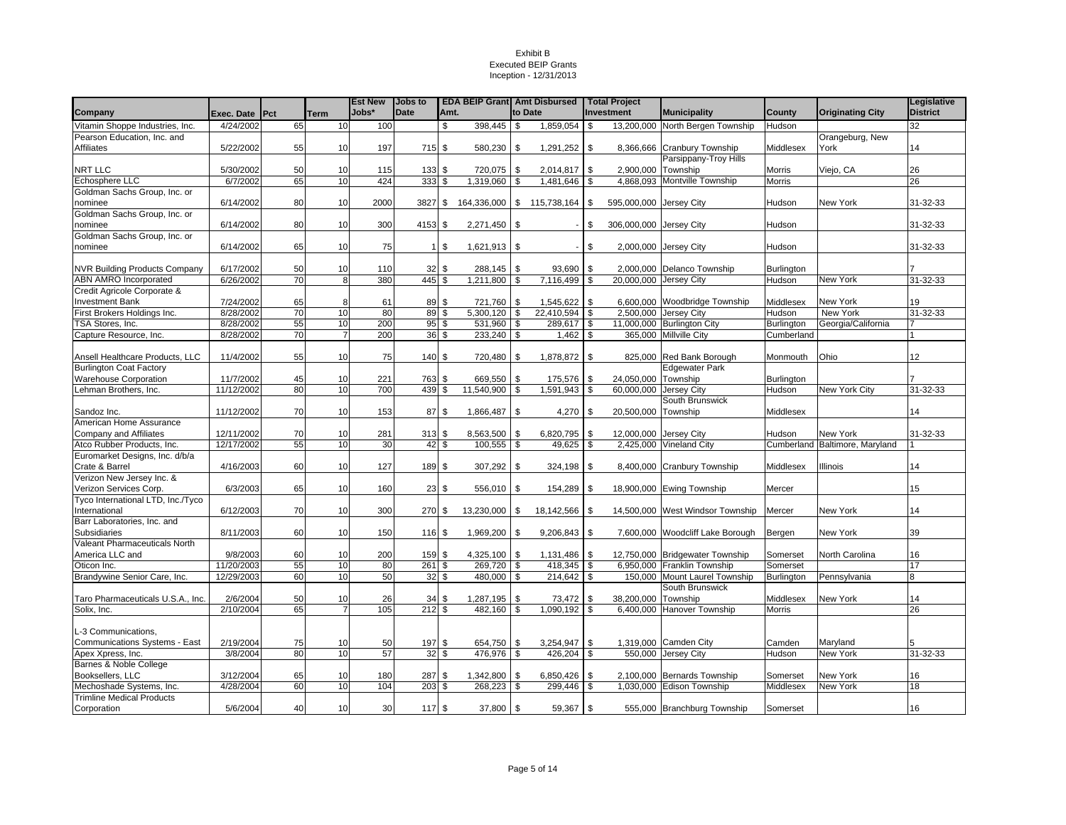Exhibit B
Executed BEIP Grants
Inception - 12/31/2013

| Company | Exec. Date | Pct | Term | Est New Jobs* | Jobs to Date | EDA BEIP Grant Amt. | Amt Disbursed to Date | Total Project Investment | Municipality | County | Originating City | Legislative District |
|---|---|---|---|---|---|---|---|---|---|---|---|---|
| Vitamin Shoppe Industries, Inc. | 4/24/2002 | 65 | 10 | 100 | | $ 398,445 | $ 1,859,054 | $ 13,200,000 | North Bergen Township | Hudson | | 32 |
| Pearson Education, Inc. and Affiliates | 5/22/2002 | 55 | 10 | 197 | 715 | $ 580,230 | $ 1,291,252 | $ 8,366,666 | Cranbury Township | Middlesex | Orangeburg, New York | 14 |
| NRT LLC | 5/30/2002 | 50 | 10 | 115 | 133 | $ 720,075 | $ 2,014,817 | $ 2,900,000 | Parsippany-Troy Hills Township | Morris | Viejo, CA | 26 |
| Echosphere LLC | 6/7/2002 | 65 | 10 | 424 | 333 | $ 1,319,060 | $ 1,481,646 | $ 4,868,093 | Montville Township | Morris | | 26 |
| Goldman Sachs Group, Inc. or nominee | 6/14/2002 | 80 | 10 | 2000 | 3827 | $ 164,336,000 | $ 115,738,164 | $ 595,000,000 | Jersey City | Hudson | New York | 31-32-33 |
| Goldman Sachs Group, Inc. or nominee | 6/14/2002 | 80 | 10 | 300 | 4153 | $ 2,271,450 | $ - | $ 306,000,000 | Jersey City | Hudson | | 31-32-33 |
| Goldman Sachs Group, Inc. or nominee | 6/14/2002 | 65 | 10 | 75 | 1 | $ 1,621,913 | $ - | $ 2,000,000 | Jersey City | Hudson | | 31-32-33 |
| NVR Building Products Company | 6/17/2002 | 50 | 10 | 110 | 32 | $ 288,145 | $ 93,690 | $ 2,000,000 | Delanco Township | Burlington | | 7 |
| ABN AMRO Incorporated | 6/26/2002 | 70 | 8 | 380 | 445 | $ 1,211,800 | $ 7,116,499 | $ 20,000,000 | Jersey City | Hudson | New York | 31-32-33 |
| Credit Agricole Corporate & Investment Bank | 7/24/2002 | 65 | 8 | 61 | 89 | $ 721,760 | $ 1,545,622 | $ 6,600,000 | Woodbridge Township | Middlesex | New York | 19 |
| First Brokers Holdings Inc. | 8/28/2002 | 70 | 10 | 80 | 89 | $ 5,300,120 | $ 22,410,594 | $ 2,500,000 | Jersey City | Hudson | New York | 31-32-33 |
| TSA Stores, Inc. | 8/28/2002 | 55 | 10 | 200 | 95 | $ 531,960 | $ 289,617 | $ 11,000,000 | Burlington City | Burlington | Georgia/California | 7 |
| Capture Resource, Inc. | 8/28/2002 | 70 | 7 | 200 | 36 | $ 233,240 | $ 1,462 | $ 365,000 | Millville City | Cumberland | | 1 |
| Ansell Healthcare Products, LLC | 11/4/2002 | 55 | 10 | 75 | 140 | $ 720,480 | $ 1,878,872 | $ 825,000 | Red Bank Borough | Monmouth | Ohio | 12 |
| Burlington Coat Factory Warehouse Corporation | 11/7/2002 | 45 | 10 | 221 | 763 | $ 669,550 | $ 175,576 | $ 24,050,000 | Edgewater Park Township | Burlington | | 7 |
| Lehman Brothers, Inc. | 11/12/2002 | 80 | 10 | 700 | 439 | $ 11,540,900 | $ 1,591,943 | $ 60,000,000 | Jersey City | Hudson | New York City | 31-32-33 |
| Sandoz Inc. | 11/12/2002 | 70 | 10 | 153 | 87 | $ 1,866,487 | $ 4,270 | $ 20,500,000 | South Brunswick Township | Middlesex | | 14 |
| American Home Assurance Company and Affiliates | 12/11/2002 | 70 | 10 | 281 | 313 | $ 8,563,500 | $ 6,820,795 | $ 12,000,000 | Jersey City | Hudson | New York | 31-32-33 |
| Atco Rubber Products, Inc. | 12/17/2002 | 55 | 10 | 30 | 42 | $ 100,555 | $ 49,625 | $ 2,425,000 | Vineland City | Cumberland | Baltimore, Maryland | 1 |
| Euromarket Designs, Inc. d/b/a Crate & Barrel | 4/16/2003 | 60 | 10 | 127 | 189 | $ 307,292 | $ 324,198 | $ 8,400,000 | Cranbury Township | Middlesex | Illinois | 14 |
| Verizon New Jersey Inc. & Verizon Services Corp. | 6/3/2003 | 65 | 10 | 160 | 23 | $ 556,010 | $ 154,289 | $ 18,900,000 | Ewing Township | Mercer | | 15 |
| Tyco International LTD, Inc./Tyco International | 6/12/2003 | 70 | 10 | 300 | 270 | $ 13,230,000 | $ 18,142,566 | $ 14,500,000 | West Windsor Township | Mercer | New York | 14 |
| Barr Laboratories, Inc. and Subsidiaries | 8/11/2003 | 60 | 10 | 150 | 116 | $ 1,969,200 | $ 9,206,843 | $ 7,600,000 | Woodcliff Lake Borough | Bergen | New York | 39 |
| Valeant Pharmaceuticals North America LLC and | 9/8/2003 | 60 | 10 | 200 | 159 | $ 4,325,100 | $ 1,131,486 | $ 12,750,000 | Bridgewater Township | Somerset | North Carolina | 16 |
| Oticon Inc. | 11/20/2003 | 55 | 10 | 80 | 261 | $ 269,720 | $ 418,345 | $ 6,950,000 | Franklin Township | Somerset | | 17 |
| Brandywine Senior Care, Inc. | 12/29/2003 | 60 | 10 | 50 | 32 | $ 480,000 | $ 214,642 | $ 150,000 | Mount Laurel Township | Burlington | Pennsylvania | 8 |
| Taro Pharmaceuticals U.S.A., Inc. | 2/6/2004 | 50 | 10 | 26 | 34 | $ 1,287,195 | $ 73,472 | $ 38,200,000 | South Brunswick Township | Middlesex | New York | 14 |
| Solix, Inc. | 2/10/2004 | 65 | 7 | 105 | 212 | $ 482,160 | $ 1,090,192 | $ 6,400,000 | Hanover Township | Morris | | 26 |
| L-3 Communications, Communications Systems - East | 2/19/2004 | 75 | 10 | 50 | 197 | $ 654,750 | $ 3,254,947 | $ 1,319,000 | Camden City | Camden | Maryland | 5 |
| Apex Xpress, Inc. | 3/8/2004 | 80 | 10 | 57 | 32 | $ 476,976 | $ 426,204 | $ 550,000 | Jersey City | Hudson | New York | 31-32-33 |
| Barnes & Noble College Booksellers, LLC | 3/12/2004 | 65 | 10 | 180 | 287 | $ 1,342,800 | $ 6,850,426 | $ 2,100,000 | Bernards Township | Somerset | New York | 16 |
| Mechoshade Systems, Inc. | 4/28/2004 | 60 | 10 | 104 | 203 | $ 268,223 | $ 299,446 | $ 1,030,000 | Edison Township | Middlesex | New York | 18 |
| Trimline Medical Products Corporation | 5/6/2004 | 40 | 10 | 30 | 117 | $ 37,800 | $ 59,367 | $ 555,000 | Branchburg Township | Somerset | | 16 |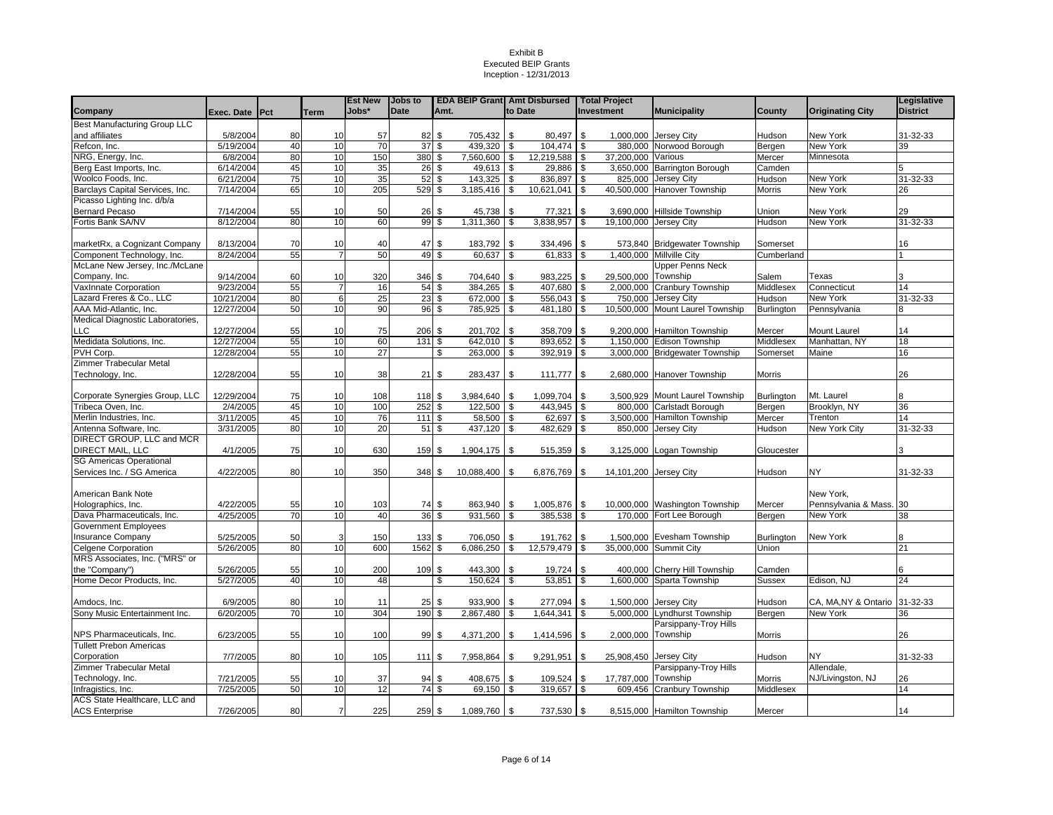# Exhibit B
## Executed BEIP Grants
### Inception - 12/31/2013

| Company | Exec. Date | Pct | Term | Est New Jobs* | Jobs to Date | EDA BEIP Grant Amt. | Amt Disbursed to Date | Total Project Investment | Municipality | County | Originating City | Legislative District |
|---|---|---|---|---|---|---|---|---|---|---|---|---|
| Best Manufacturing Group LLC and affiliates | 5/8/2004 | 80 | 10 | 57 | 82 | $ 705,432 | $ 80,497 | $ 1,000,000 | Jersey City | Hudson | New York | 31-32-33 |
| Refcon, Inc. | 5/19/2004 | 40 | 10 | 70 | 37 | $ 439,320 | $ 104,474 | $ 380,000 | Norwood Borough | Bergen | New York | 39 |
| NRG, Energy, Inc. | 6/8/2004 | 80 | 10 | 150 | 380 | $ 7,560,600 | $ 12,219,588 | $ 37,200,000 | Various | Mercer | Minnesota | |
| Berg East Imports, Inc. | 6/14/2004 | 45 | 10 | 35 | 26 | $ 49,613 | $ 29,886 | $ 3,650,000 | Barrington Borough | Camden | | 5 |
| Woolco Foods, Inc. | 6/21/2004 | 75 | 10 | 35 | 52 | $ 143,325 | $ 836,897 | $ 825,000 | Jersey City | Hudson | New York | 31-32-33 |
| Barclays Capital Services, Inc. | 7/14/2004 | 65 | 10 | 205 | 529 | $ 3,185,416 | $ 10,621,041 | $ 40,500,000 | Hanover Township | Morris | New York | 26 |
| Picasso Lighting Inc. d/b/a Bernard Pecaso | 7/14/2004 | 55 | 10 | 50 | 26 | $ 45,738 | $ 77,321 | $ 3,690,000 | Hillside Township | Union | New York | 29 |
| Fortis Bank SA/NV | 8/12/2004 | 80 | 10 | 60 | 99 | $ 1,311,360 | $ 3,838,957 | $ 19,100,000 | Jersey City | Hudson | New York | 31-32-33 |
| marketRx, a Cognizant Company | 8/13/2004 | 70 | 10 | 40 | 47 | $ 183,792 | $ 334,496 | $ 573,840 | Bridgewater Township | Somerset | | 16 |
| Component Technology, Inc. | 8/24/2004 | 55 | 7 | 50 | 49 | $ 60,637 | $ 61,833 | $ 1,400,000 | Millville City | Cumberland | | 1 |
| McLane New Jersey, Inc./McLane Company, Inc. | 9/14/2004 | 60 | 10 | 320 | 346 | $ 704,640 | $ 983,225 | $ 29,500,000 | Upper Penns Neck Township | Salem | Texas | 3 |
| VaxInnate Corporation | 9/23/2004 | 55 | 7 | 16 | 54 | $ 384,265 | $ 407,680 | $ 2,000,000 | Cranbury Township | Middlesex | Connecticut | 14 |
| Lazard Freres & Co., LLC | 10/21/2004 | 80 | 6 | 25 | 23 | $ 672,000 | $ 556,043 | $ 750,000 | Jersey City | Hudson | New York | 31-32-33 |
| AAA Mid-Atlantic, Inc. | 12/27/2004 | 50 | 10 | 90 | 96 | $ 785,925 | $ 481,180 | $ 10,500,000 | Mount Laurel Township | Burlington | Pennsylvania | 8 |
| Medical Diagnostic Laboratories, LLC | 12/27/2004 | 55 | 10 | 75 | 206 | $ 201,702 | $ 358,709 | $ 9,200,000 | Hamilton Township | Mercer | Mount Laurel | 14 |
| Medidata Solutions, Inc. | 12/27/2004 | 55 | 10 | 60 | 131 | $ 642,010 | $ 893,652 | $ 1,150,000 | Edison Township | Middlesex | Manhattan, NY | 18 |
| PVH Corp. | 12/28/2004 | 55 | 10 | 27 | | $ 263,000 | $ 392,919 | $ 3,000,000 | Bridgewater Township | Somerset | Maine | 16 |
| Zimmer Trabecular Metal Technology, Inc. | 12/28/2004 | 55 | 10 | 38 | 21 | $ 283,437 | $ 111,777 | $ 2,680,000 | Hanover Township | Morris | | 26 |
| Corporate Synergies Group, LLC | 12/29/2004 | 75 | 10 | 108 | 118 | $ 3,984,640 | $ 1,099,704 | $ 3,500,929 | Mount Laurel Township | Burlington | Mt. Laurel | 8 |
| Tribeca Oven, Inc. | 2/4/2005 | 45 | 10 | 100 | 252 | $ 122,500 | $ 443,945 | $ 800,000 | Carlstadt Borough | Bergen | Brooklyn, NY | 36 |
| Merlin Industries, Inc. | 3/11/2005 | 45 | 10 | 76 | 111 | $ 58,500 | $ 62,697 | $ 3,500,000 | Hamilton Township | Mercer | Trenton | 14 |
| Antenna Software, Inc. | 3/31/2005 | 80 | 10 | 20 | 51 | $ 437,120 | $ 482,629 | $ 850,000 | Jersey City | Hudson | New York City | 31-32-33 |
| DIRECT GROUP, LLC and MCR DIRECT MAIL, LLC | 4/1/2005 | 75 | 10 | 630 | 159 | $ 1,904,175 | $ 515,359 | $ 3,125,000 | Logan Township | Gloucester | | 3 |
| SG Americas Operational Services Inc. / SG America | 4/22/2005 | 80 | 10 | 350 | 348 | $ 10,088,400 | $ 6,876,769 | $ 14,101,200 | Jersey City | Hudson | NY | 31-32-33 |
| American Bank Note Holographics, Inc. | 4/22/2005 | 55 | 10 | 103 | 74 | $ 863,940 | $ 1,005,876 | $ 10,000,000 | Washington Township | Mercer | New York, Pennsylvania & Mass. | 30 |
| Dava Pharmaceuticals, Inc. | 4/25/2005 | 70 | 10 | 40 | 36 | $ 931,560 | $ 385,538 | $ 170,000 | Fort Lee Borough | Bergen | New York | 38 |
| Government Employees Insurance Company | 5/25/2005 | 50 | 3 | 150 | 133 | $ 706,050 | $ 191,762 | $ 1,500,000 | Evesham Township | Burlington | New York | 8 |
| Celgene Corporation | 5/26/2005 | 80 | 10 | 600 | 1562 | $ 6,086,250 | $ 12,579,479 | $ 35,000,000 | Summit City | Union | | 21 |
| MRS Associates, Inc. ("MRS" or the "Company") | 5/26/2005 | 55 | 10 | 200 | 109 | $ 443,300 | $ 19,724 | $ 400,000 | Cherry Hill Township | Camden | | 6 |
| Home Decor Products, Inc. | 5/27/2005 | 40 | 10 | 48 | | $ 150,624 | $ 53,851 | $ 1,600,000 | Sparta Township | Sussex | Edison, NJ | 24 |
| Amdocs, Inc. | 6/9/2005 | 80 | 10 | 11 | 25 | $ 933,900 | $ 277,094 | $ 1,500,000 | Jersey City | Hudson | CA, MA,NY & Ontario | 31-32-33 |
| Sony Music Entertainment Inc. | 6/20/2005 | 70 | 10 | 304 | 190 | $ 2,867,480 | $ 1,644,341 | $ 5,000,000 | Lyndhurst Township | Bergen | New York | 36 |
| NPS Pharmaceuticals, Inc. | 6/23/2005 | 55 | 10 | 100 | 99 | $ 4,371,200 | $ 1,414,596 | $ 2,000,000 | Parsippany-Troy Hills Township | Morris | | 26 |
| Tullett Prebon Americas Corporation | 7/7/2005 | 80 | 10 | 105 | 111 | $ 7,958,864 | $ 9,291,951 | $ 25,908,450 | Jersey City | Hudson | NY | 31-32-33 |
| Zimmer Trabecular Metal Technology, Inc. | 7/21/2005 | 55 | 10 | 37 | 94 | $ 408,675 | $ 109,524 | $ 17,787,000 | Parsippany-Troy Hills Township | Morris | Allendale, NJ/Livingston, NJ | 26 |
| Infragistics, Inc. | 7/25/2005 | 50 | 10 | 12 | 74 | $ 69,150 | $ 319,657 | $ 609,456 | Cranbury Township | Middlesex | | 14 |
| ACS State Healthcare, LLC and ACS Enterprise | 7/26/2005 | 80 | 7 | 225 | 259 | $ 1,089,760 | $ 737,530 | $ 8,515,000 | Hamilton Township | Mercer | | 14 |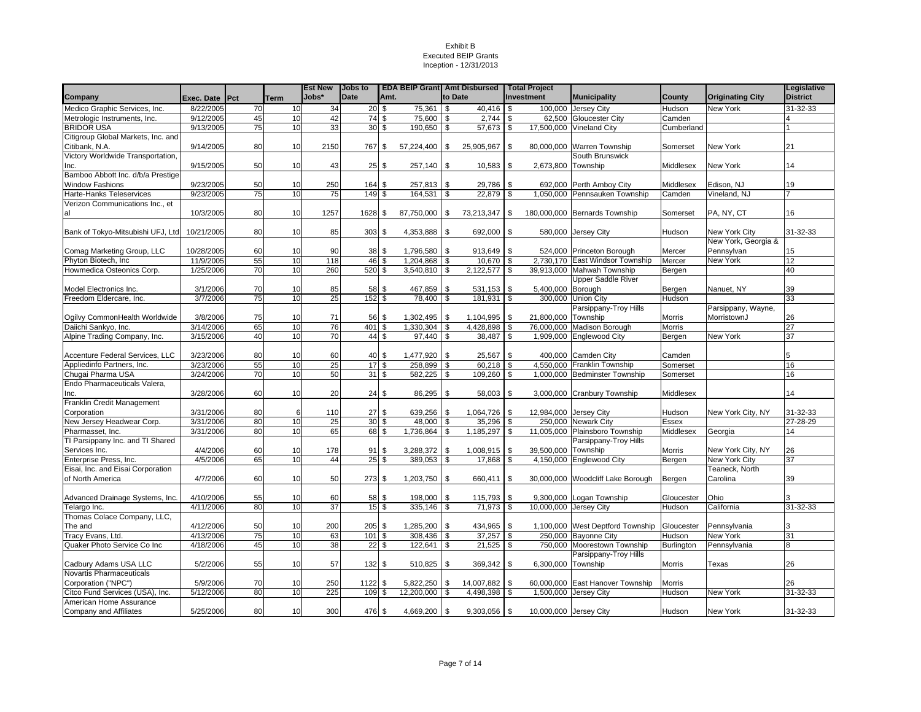Exhibit B
Executed BEIP Grants
Inception - 12/31/2013

| Company | Exec. Date | Pct | Term | Est New Jobs* | Jobs to Date | EDA BEIP Grant Amt. | Amt Disbursed to Date | Total Project Investment | Municipality | County | Originating City | Legislative District |
|---|---|---|---|---|---|---|---|---|---|---|---|---|
| Medico Graphic Services, Inc. | 8/22/2005 | 70 | 10 | 34 | 20 | $ 75,361 | $ 40,416 | $ 100,000 | Jersey City | Hudson | New York | 31-32-33 |
| Metrologic Instruments, Inc. | 9/12/2005 | 45 | 10 | 42 | 74 | $ 75,600 | $ 2,744 | $ 62,500 | Gloucester City | Camden | | 4 |
| BRIDOR USA | 9/13/2005 | 75 | 10 | 33 | 30 | $ 190,650 | $ 57,673 | $ 17,500,000 | Vineland City | Cumberland | | 1 |
| Citigroup Global Markets, Inc. and Citibank, N.A. | 9/14/2005 | 80 | 10 | 2150 | 767 | $ 57,224,400 | $ 25,905,967 | $ 80,000,000 | Warren Township | Somerset | New York | 21 |
| Victory Worldwide Transportation, Inc. | 9/15/2005 | 50 | 10 | 43 | 25 | $ 257,140 | $ 10,583 | $ 2,673,800 | South Brunswick Township | Middlesex | New York | 14 |
| Bamboo Abbott Inc. d/b/a Prestige Window Fashions | 9/23/2005 | 50 | 10 | 250 | 164 | $ 257,813 | $ 29,786 | $ 692,000 | Perth Amboy City | Middlesex | Edison, NJ | 19 |
| Harte-Hanks Teleservices | 9/23/2005 | 75 | 10 | 75 | 149 | $ 164,531 | $ 22,879 | $ 1,050,000 | Pennsauken Township | Camden | Vineland, NJ | 7 |
| Verizon Communications Inc., et al | 10/3/2005 | 80 | 10 | 1257 | 1628 | $ 87,750,000 | $ 73,213,347 | $ 180,000,000 | Bernards Township | Somerset | PA, NY, CT | 16 |
| Bank of Tokyo-Mitsubishi UFJ, Ltd | 10/21/2005 | 80 | 10 | 85 | 303 | $ 4,353,888 | $ 692,000 | $ 580,000 | Jersey City | Hudson | New York City | 31-32-33 |
| Comag Marketing Group, LLC | 10/28/2005 | 60 | 10 | 90 | 38 | $ 1,796,580 | $ 913,649 | $ 524,000 | Princeton Borough | Mercer | New York, Georgia & Pennsylvan | 15 |
| Phyton Biotech, Inc | 11/9/2005 | 55 | 10 | 118 | 46 | $ 1,204,868 | $ 10,670 | $ 2,730,170 | East Windsor Township | Mercer | New York | 12 |
| Howmedica Osteonics Corp. | 1/25/2006 | 70 | 10 | 260 | 520 | $ 3,540,810 | $ 2,122,577 | $ 39,913,000 | Mahwah Township | Bergen | | 40 |
| Model Electronics Inc. | 3/1/2006 | 70 | 10 | 85 | 58 | $ 467,859 | $ 531,153 | $ 5,400,000 | Upper Saddle River Borough | Bergen | Nanuet, NY | 39 |
| Freedom Eldercare, Inc. | 3/7/2006 | 75 | 10 | 25 | 152 | $ 78,400 | $ 181,931 | $ 300,000 | Union City | Hudson | | 33 |
| Ogilvy CommonHealth Worldwide | 3/8/2006 | 75 | 10 | 71 | 56 | $ 1,302,495 | $ 1,104,995 | $ 21,800,000 | Parsippany-Troy Hills Township | Morris | Parsippany, Wayne, MorristownJ | 26 |
| Daiichi Sankyo, Inc. | 3/14/2006 | 65 | 10 | 76 | 401 | $ 1,330,304 | $ 4,428,898 | $ 76,000,000 | Madison Borough | Morris | | 27 |
| Alpine Trading Company, Inc. | 3/15/2006 | 40 | 10 | 70 | 44 | $ 97,440 | $ 38,487 | $ 1,909,000 | Englewood City | Bergen | New York | 37 |
| Accenture Federal Services, LLC | 3/23/2006 | 80 | 10 | 60 | 40 | $ 1,477,920 | $ 25,567 | $ 400,000 | Camden City | Camden | | 5 |
| Appliedinfo Partners, Inc. | 3/23/2006 | 55 | 10 | 25 | 17 | $ 258,899 | $ 60,218 | $ 4,550,000 | Franklin Township | Somerset | | 16 |
| Chugai Pharma USA | 3/24/2006 | 70 | 10 | 50 | 31 | $ 582,225 | $ 109,260 | $ 1,000,000 | Bedminster Township | Somerset | | 16 |
| Endo Pharmaceuticals Valera, Inc. | 3/28/2006 | 60 | 10 | 20 | 24 | $ 86,295 | $ 58,003 | $ 3,000,000 | Cranbury Township | Middlesex | | 14 |
| Franklin Credit Management Corporation | 3/31/2006 | 80 | 6 | 110 | 27 | $ 639,256 | $ 1,064,726 | $ 12,984,000 | Jersey City | Hudson | New York City, NY | 31-32-33 |
| New Jersey Headwear Corp. | 3/31/2006 | 80 | 10 | 25 | 30 | $ 48,000 | $ 35,296 | $ 250,000 | Newark City | Essex | | 27-28-29 |
| Pharmasset, Inc. | 3/31/2006 | 80 | 10 | 65 | 68 | $ 1,736,864 | $ 1,185,297 | $ 11,005,000 | Plainsboro Township | Middlesex | Georgia | 14 |
| TI Parsippany Inc. and TI Shared Services Inc. | 4/4/2006 | 60 | 10 | 178 | 91 | $ 3,288,372 | $ 1,008,915 | $ 39,500,000 | Parsippany-Troy Hills Township | Morris | New York City, NY | 26 |
| Enterprise Press, Inc. | 4/5/2006 | 65 | 10 | 44 | 25 | $ 389,053 | $ 17,868 | $ 4,150,000 | Englewood City | Bergen | New York City | 37 |
| Eisai, Inc. and Eisai Corporation of North America | 4/7/2006 | 60 | 10 | 50 | 273 | $ 1,203,750 | $ 660,411 | $ 30,000,000 | Woodcliff Lake Borough | Bergen | Teaneck, North Carolina | 39 |
| Advanced Drainage Systems, Inc. | 4/10/2006 | 55 | 10 | 60 | 58 | $ 198,000 | $ 115,793 | $ 9,300,000 | Logan Township | Gloucester | Ohio | 3 |
| Telargo Inc. | 4/11/2006 | 80 | 10 | 37 | 15 | $ 335,146 | $ 71,973 | $ 10,000,000 | Jersey City | Hudson | California | 31-32-33 |
| Thomas Colace Company, LLC, The and | 4/12/2006 | 50 | 10 | 200 | 205 | $ 1,285,200 | $ 434,965 | $ 1,100,000 | West Deptford Township | Gloucester | Pennsylvania | 3 |
| Tracy Evans, Ltd. | 4/13/2006 | 75 | 10 | 63 | 101 | $ 308,436 | $ 37,257 | $ 250,000 | Bayonne City | Hudson | New York | 31 |
| Quaker Photo Service Co Inc | 4/18/2006 | 45 | 10 | 38 | 22 | $ 122,641 | $ 21,525 | $ 750,000 | Moorestown Township | Burlington | Pennsylvania | 8 |
| Cadbury Adams USA LLC | 5/2/2006 | 55 | 10 | 57 | 132 | $ 510,825 | $ 369,342 | $ 6,300,000 | Parsippany-Troy Hills Township | Morris | Texas | 26 |
| Novartis Pharmaceuticals Corporation ("NPC") | 5/9/2006 | 70 | 10 | 250 | 1122 | $ 5,822,250 | $ 14,007,882 | $ 60,000,000 | East Hanover Township | Morris | | 26 |
| Citco Fund Services (USA), Inc. | 5/12/2006 | 80 | 10 | 225 | 109 | $ 12,200,000 | $ 4,498,398 | $ 1,500,000 | Jersey City | Hudson | New York | 31-32-33 |
| American Home Assurance Company and Affiliates | 5/25/2006 | 80 | 10 | 300 | 476 | $ 4,669,200 | $ 9,303,056 | $ 10,000,000 | Jersey City | Hudson | New York | 31-32-33 |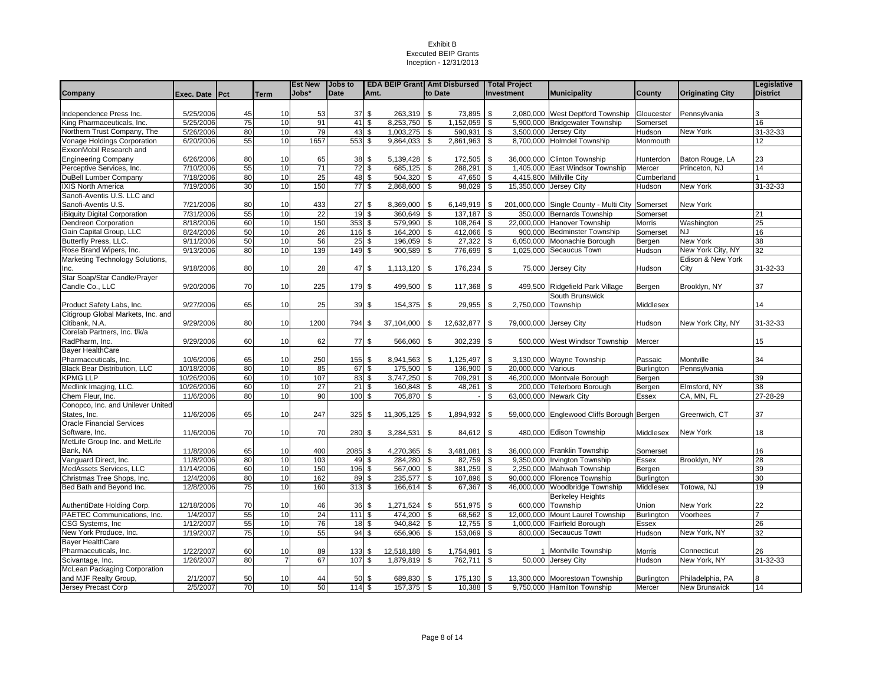Exhibit B
Executed BEIP Grants
Inception - 12/31/2013

| Company | Exec. Date | Pct | Term | Est New Jobs* | Jobs to Date | EDA BEIP Grant Amt. | Amt Disbursed to Date | Total Project Investment | Municipality | County | Originating City | Legislative District |
|---|---|---|---|---|---|---|---|---|---|---|---|---|
| Independence Press Inc. | 5/25/2006 | 45 | 10 | 53 | 37 | $ 263,319 | $ 73,895 | $ 2,080,000 | West Deptford Township | Gloucester | Pennsylvania | 3 |
| King Pharmaceuticals, Inc. | 5/25/2006 | 75 | 10 | 91 | 41 | $ 8,253,750 | $ 1,152,059 | $ 5,900,000 | Bridgewater Township | Somerset | | 16 |
| Northern Trust Company, The | 5/26/2006 | 80 | 10 | 79 | 43 | $ 1,003,275 | $ 590,931 | $ 3,500,000 | Jersey City | Hudson | New York | 31-32-33 |
| Vonage Holdings Corporation | 6/20/2006 | 55 | 10 | 1657 | 553 | $ 9,864,033 | $ 2,861,963 | $ 8,700,000 | Holmdel Township | Monmouth | | 12 |
| ExxonMobil Research and Engineering Company | 6/26/2006 | 80 | 10 | 65 | 38 | $ 5,139,428 | $ 172,505 | $ 36,000,000 | Clinton Township | Hunterdon | Baton Rouge, LA | 23 |
| Perceptive Services, Inc. | 7/10/2006 | 55 | 10 | 71 | 72 | $ 685,125 | $ 288,291 | $ 1,405,000 | East Windsor Township | Mercer | Princeton, NJ | 14 |
| DuBell Lumber Company | 7/18/2006 | 80 | 10 | 25 | 48 | $ 504,320 | $ 47,650 | $ 4,415,800 | Millville City | Cumberland | | 1 |
| IXIS North America | 7/19/2006 | 30 | 10 | 150 | 77 | $ 2,868,600 | $ 98,029 | $ 15,350,000 | Jersey City | Hudson | New York | 31-32-33 |
| Sanofi-Aventis U.S. LLC and Sanofi-Aventis U.S. | 7/21/2006 | 80 | 10 | 433 | 27 | $ 8,369,000 | $ 6,149,919 | $ 201,000,000 | Single County - Multi City | Somerset | New York | |
| iBiquity Digital Corporation | 7/31/2006 | 55 | 10 | 22 | 19 | $ 360,649 | $ 137,187 | $ 350,000 | Bernards Township | Somerset | | 21 |
| Dendreon Corporation | 8/18/2006 | 60 | 10 | 150 | 353 | $ 579,990 | $ 108,264 | $ 22,000,000 | Hanover Township | Morris | Washington | 25 |
| Gain Capital Group, LLC | 8/24/2006 | 50 | 10 | 26 | 116 | $ 164,200 | $ 412,066 | $ 900,000 | Bedminster Township | Somerset | NJ | 16 |
| Butterfly Press, LLC. | 9/11/2006 | 50 | 10 | 56 | 25 | $ 196,059 | $ 27,322 | $ 6,050,000 | Moonachie Borough | Bergen | New York | 38 |
| Rose Brand Wipers, Inc. | 9/13/2006 | 80 | 10 | 139 | 149 | $ 900,589 | $ 776,699 | $ 1,025,000 | Secaucus Town | Hudson | New York City, NY | 32 |
| Marketing Technology Solutions, Inc. | 9/18/2006 | 80 | 10 | 28 | 47 | $ 1,113,120 | $ 176,234 | $ 75,000 | Jersey City | Hudson | Edison & New York City | 31-32-33 |
| Star Soap/Star Candle/Prayer Candle Co., LLC | 9/20/2006 | 70 | 10 | 225 | 179 | $ 499,500 | $ 117,368 | $ 499,500 | Ridgefield Park Village | Bergen | Brooklyn, NY | 37 |
| Product Safety Labs, Inc. | 9/27/2006 | 65 | 10 | 25 | 39 | $ 154,375 | $ 29,955 | $ 2,750,000 | South Brunswick Township | Middlesex | | 14 |
| Citigroup Global Markets, Inc. and Citibank, N.A. | 9/29/2006 | 80 | 10 | 1200 | 794 | $ 37,104,000 | $ 12,632,877 | $ 79,000,000 | Jersey City | Hudson | New York City, NY | 31-32-33 |
| Corelab Partners, Inc. f/k/a RadPharm, Inc. | 9/29/2006 | 60 | 10 | 62 | 77 | $ 566,060 | $ 302,239 | $ 500,000 | West Windsor Township | Mercer | | 15 |
| Bayer HealthCare Pharmaceuticals, Inc. | 10/6/2006 | 65 | 10 | 250 | 155 | $ 8,941,563 | $ 1,125,497 | $ 3,130,000 | Wayne Township | Passaic | Montville | 34 |
| Black Bear Distribution, LLC | 10/18/2006 | 80 | 10 | 85 | 67 | $ 175,500 | $ 136,900 | $ 20,000,000 | Various | Burlington | Pennsylvania | |
| KPMG LLP | 10/26/2006 | 60 | 10 | 107 | 83 | $ 3,747,250 | $ 709,291 | $ 46,200,000 | Montvale Borough | Bergen | | 39 |
| Medlink Imaging, LLC. | 10/26/2006 | 60 | 10 | 27 | 21 | $ 160,848 | $ 48,261 | $ 200,000 | Teterboro Borough | Bergen | Elmsford, NY | 38 |
| Chem Fleur, Inc. | 11/6/2006 | 80 | 10 | 90 | 100 | $ 705,870 | $ - | $ 63,000,000 | Newark City | Essex | CA, MN, FL | 27-28-29 |
| Conopco, Inc. and Unilever United States, Inc. | 11/6/2006 | 65 | 10 | 247 | 325 | $ 11,305,125 | $ 1,894,932 | $ 59,000,000 | Englewood Cliffs Borough | Bergen | Greenwich, CT | 37 |
| Oracle Financial Services Software, Inc. | 11/6/2006 | 70 | 10 | 70 | 280 | $ 3,284,531 | $ 84,612 | $ 480,000 | Edison Township | Middlesex | New York | 18 |
| MetLife Group Inc. and MetLife Bank, NA | 11/8/2006 | 65 | 10 | 400 | 2085 | $ 4,270,365 | $ 3,481,081 | $ 36,000,000 | Franklin Township | Somerset | | 16 |
| Vanguard Direct, Inc. | 11/8/2006 | 80 | 10 | 103 | 49 | $ 284,280 | $ 82,759 | $ 9,350,000 | Irvington Township | Essex | Brooklyn, NY | 28 |
| MedAssets Services, LLC | 11/14/2006 | 60 | 10 | 150 | 196 | $ 567,000 | $ 381,259 | $ 2,250,000 | Mahwah Township | Bergen | | 39 |
| Christmas Tree Shops, Inc. | 12/4/2006 | 80 | 10 | 162 | 89 | $ 235,577 | $ 107,896 | $ 90,000,000 | Florence Township | Burlington | | 30 |
| Bed Bath and Beyond Inc. | 12/8/2006 | 75 | 10 | 160 | 313 | $ 166,614 | $ 67,367 | $ 46,000,000 | Woodbridge Township | Middlesex | Totowa, NJ | 19 |
| AuthentiDate Holding Corp. | 12/18/2006 | 70 | 10 | 46 | 36 | $ 1,271,524 | $ 551,975 | $ 600,000 | Berkeley Heights Township | Union | New York | 22 |
| PAETEC Communications, Inc. | 1/4/2007 | 55 | 10 | 24 | 111 | $ 474,200 | $ 68,562 | $ 12,000,000 | Mount Laurel Township | Burlington | Voorhees | 7 |
| CSG Systems, Inc | 1/12/2007 | 55 | 10 | 76 | 18 | $ 940,842 | $ 12,755 | $ 1,000,000 | Fairfield Borough | Essex | | 26 |
| New York Produce, Inc. | 1/19/2007 | 75 | 10 | 55 | 94 | $ 656,906 | $ 153,069 | $ 800,000 | Secaucus Town | Hudson | New York, NY | 32 |
| Bayer HealthCare Pharmaceuticals, Inc. | 1/22/2007 | 60 | 10 | 89 | 133 | $ 12,518,188 | $ 1,754,981 | $ 1 | Montville Township | Morris | Connecticut | 26 |
| Scivantage, Inc. | 1/26/2007 | 80 | 7 | 67 | 107 | $ 1,879,819 | $ 762,711 | $ 50,000 | Jersey City | Hudson | New York, NY | 31-32-33 |
| McLean Packaging Corporation and MJF Realty Group, | 2/1/2007 | 50 | 10 | 44 | 50 | $ 689,830 | $ 175,130 | $ 13,300,000 | Moorestown Township | Burlington | Philadelphia, PA | 8 |
| Jersey Precast Corp | 2/5/2007 | 70 | 10 | 50 | 114 | $ 157,375 | $ 10,388 | $ 9,750,000 | Hamilton Township | Mercer | New Brunswick | 14 |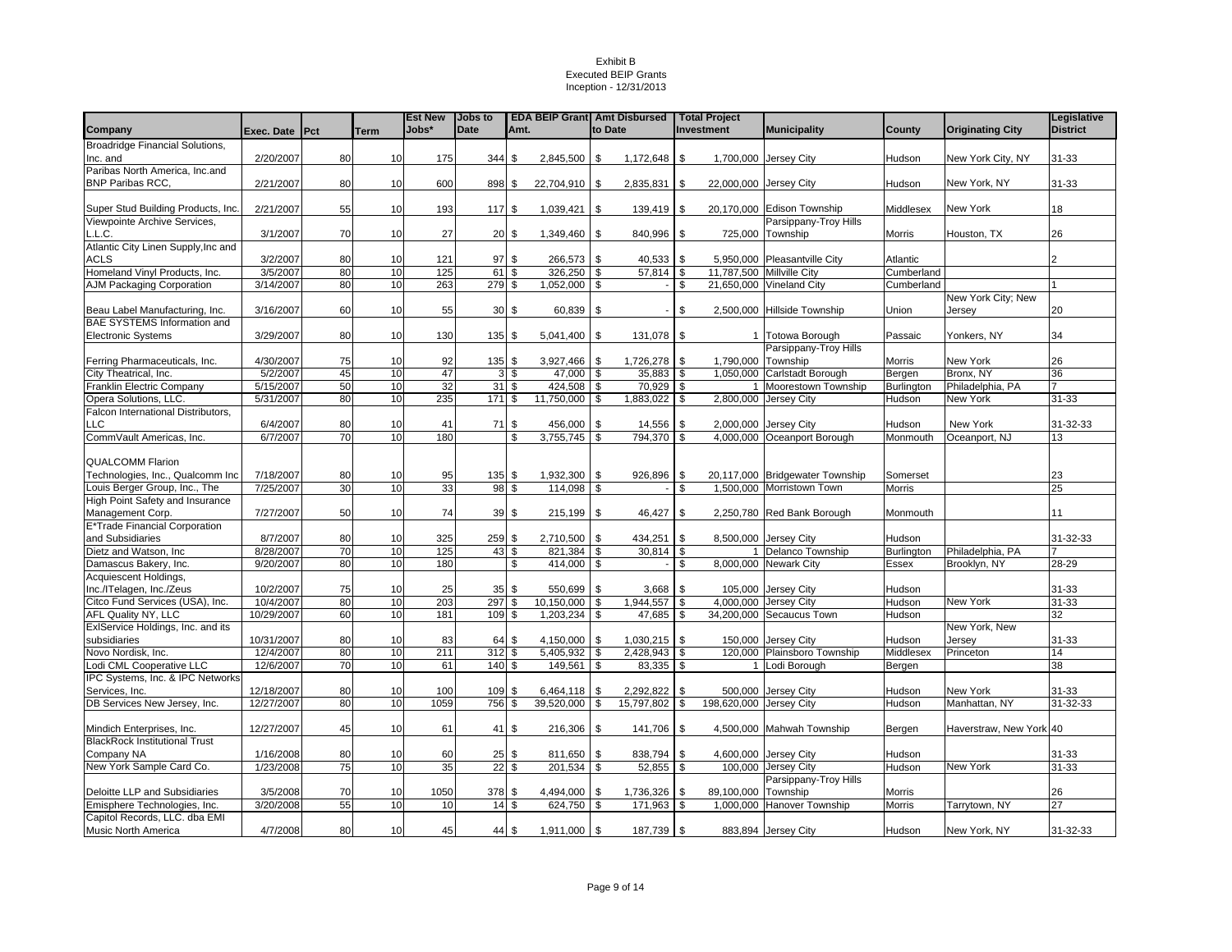Exhibit B
Executed BEIP Grants
Inception - 12/31/2013

| Company | Exec. Date | Pct | Term | Est New Jobs* | Jobs to Date | EDA BEIP Grant Amt. | Amt Disbursed to Date | Total Project Investment | Municipality | County | Originating City | Legislative District |
|---|---|---|---|---|---|---|---|---|---|---|---|---|
| Broadridge Financial Solutions, Inc. and | 2/20/2007 | 80 | 10 | 175 | 344 | $ 2,845,500 | $ 1,172,648 | $ 1,700,000 | Jersey City | Hudson | New York City, NY | 31-33 |
| Paribas North America, Inc.and BNP Paribas RCC, | 2/21/2007 | 80 | 10 | 600 | 898 | $ 22,704,910 | $ 2,835,831 | $ 22,000,000 | Jersey City | Hudson | New York, NY | 31-33 |
| Super Stud Building Products, Inc. | 2/21/2007 | 55 | 10 | 193 | 117 | $ 1,039,421 | $ 139,419 | $ 20,170,000 | Edison Township | Middlesex | New York | 18 |
| Viewpointe Archive Services, L.L.C. | 3/1/2007 | 70 | 10 | 27 | 20 | $ 1,349,460 | $ 840,996 | $ 725,000 | Parsippany-Troy Hills Township | Morris | Houston, TX | 26 |
| Atlantic City Linen Supply,Inc and ACLS | 3/2/2007 | 80 | 10 | 121 | 97 | $ 266,573 | $ 40,533 | $ 5,950,000 | Pleasantville City | Atlantic | | 2 |
| Homeland Vinyl Products, Inc. | 3/5/2007 | 80 | 10 | 125 | 61 | $ 326,250 | $ 57,814 | $ 11,787,500 | Millville City | Cumberland | | |
| AJM Packaging Corporation | 3/14/2007 | 80 | 10 | 263 | 279 | $ 1,052,000 | $ - | $ 21,650,000 | Vineland City | Cumberland | | 1 |
| Beau Label Manufacturing, Inc. | 3/16/2007 | 60 | 10 | 55 | 30 | $ 60,839 | $ - | $ 2,500,000 | Hillside Township | Union | New York City; New Jersey | 20 |
| BAE SYSTEMS Information and Electronic Systems | 3/29/2007 | 80 | 10 | 130 | 135 | $ 5,041,400 | $ 131,078 | $ 1 | Totowa Borough | Passaic | Yonkers, NY | 34 |
| Ferring Pharmaceuticals, Inc. | 4/30/2007 | 75 | 10 | 92 | 135 | $ 3,927,466 | $ 1,726,278 | $ 1,790,000 | Parsippany-Troy Hills Township | Morris | New York | 26 |
| City Theatrical, Inc. | 5/2/2007 | 45 | 10 | 47 | 3 | $ 47,000 | $ 35,883 | $ 1,050,000 | Carlstadt Borough | Bergen | Bronx, NY | 36 |
| Franklin Electric Company | 5/15/2007 | 50 | 10 | 32 | 31 | $ 424,508 | $ 70,929 | $ 1 | Moorestown Township | Burlington | Philadelphia, PA | 7 |
| Opera Solutions, LLC. | 5/31/2007 | 80 | 10 | 235 | 171 | $ 11,750,000 | $ 1,883,022 | $ 2,800,000 | Jersey City | Hudson | New York | 31-33 |
| Falcon International Distributors, LLC | 6/4/2007 | 80 | 10 | 41 | 71 | $ 456,000 | $ 14,556 | $ 2,000,000 | Jersey City | Hudson | New York | 31-32-33 |
| CommVault Americas, Inc. | 6/7/2007 | 70 | 10 | 180 | | $ 3,755,745 | $ 794,370 | $ 4,000,000 | Oceanport Borough | Monmouth | Oceanport, NJ | 13 |
| QUALCOMM Flarion Technologies, Inc., Qualcomm Inc | 7/18/2007 | 80 | 10 | 95 | 135 | $ 1,932,300 | $ 926,896 | $ 20,117,000 | Bridgewater Township | Somerset | | 23 |
| Louis Berger Group, Inc., The | 7/25/2007 | 30 | 10 | 33 | 98 | $ 114,098 | $ - | $ 1,500,000 | Morristown Town | Morris | | 25 |
| High Point Safety and Insurance Management Corp. | 7/27/2007 | 50 | 10 | 74 | 39 | $ 215,199 | $ 46,427 | $ 2,250,780 | Red Bank Borough | Monmouth | | 11 |
| E*Trade Financial Corporation and Subsidiaries | 8/7/2007 | 80 | 10 | 325 | 259 | $ 2,710,500 | $ 434,251 | $ 8,500,000 | Jersey City | Hudson | | 31-32-33 |
| Dietz and Watson, Inc | 8/28/2007 | 70 | 10 | 125 | 43 | $ 821,384 | $ 30,814 | $ 1 | Delanco Township | Burlington | Philadelphia, PA | 7 |
| Damascus Bakery, Inc. | 9/20/2007 | 80 | 10 | 180 | | $ 414,000 | $ - | $ 8,000,000 | Newark City | Essex | Brooklyn, NY | 28-29 |
| Acquiescent Holdings, Inc./ITelagen, Inc./Zeus | 10/2/2007 | 75 | 10 | 25 | 35 | $ 550,699 | $ 3,668 | $ 105,000 | Jersey City | Hudson | | 31-33 |
| Citco Fund Services (USA), Inc. | 10/4/2007 | 80 | 10 | 203 | 297 | $ 10,150,000 | $ 1,944,557 | $ 4,000,000 | Jersey City | Hudson | New York | 31-33 |
| AFL Quality NY, LLC | 10/29/2007 | 60 | 10 | 181 | 109 | $ 1,203,234 | $ 47,685 | $ 34,200,000 | Secaucus Town | Hudson | | 32 |
| ExlService Holdings, Inc. and its subsidiaries | 10/31/2007 | 80 | 10 | 83 | 64 | $ 4,150,000 | $ 1,030,215 | $ 150,000 | Jersey City | Hudson | New York, New Jersey | 31-33 |
| Novo Nordisk, Inc. | 12/4/2007 | 80 | 10 | 211 | 312 | $ 5,405,932 | $ 2,428,943 | $ 120,000 | Plainsboro Township | Middlesex | Princeton | 14 |
| Lodi CML Cooperative LLC | 12/6/2007 | 70 | 10 | 61 | 140 | $ 149,561 | $ 83,335 | $ 1 | Lodi Borough | Bergen | | 38 |
| IPC Systems, Inc. & IPC Networks Services, Inc. | 12/18/2007 | 80 | 10 | 100 | 109 | $ 6,464,118 | $ 2,292,822 | $ 500,000 | Jersey City | Hudson | New York | 31-33 |
| DB Services New Jersey, Inc. | 12/27/2007 | 80 | 10 | 1059 | 756 | $ 39,520,000 | $ 15,797,802 | $ 198,620,000 | Jersey City | Hudson | Manhattan, NY | 31-32-33 |
| Mindich Enterprises, Inc. | 12/27/2007 | 45 | 10 | 61 | 41 | $ 216,306 | $ 141,706 | $ 4,500,000 | Mahwah Township | Bergen | Haverstraw, New York | 40 |
| BlackRock Institutional Trust Company NA | 1/16/2008 | 80 | 10 | 60 | 25 | $ 811,650 | $ 838,794 | $ 4,600,000 | Jersey City | Hudson | | 31-33 |
| New York Sample Card Co. | 1/23/2008 | 75 | 10 | 35 | 22 | $ 201,534 | $ 52,855 | $ 100,000 | Jersey City | Hudson | New York | 31-33 |
| Deloitte LLP and Subsidiaries | 3/5/2008 | 70 | 10 | 1050 | 378 | $ 4,494,000 | $ 1,736,326 | $ 89,100,000 | Parsippany-Troy Hills Township | Morris | | 26 |
| Emisphere Technologies, Inc. | 3/20/2008 | 55 | 10 | 10 | 14 | $ 624,750 | $ 171,963 | $ 1,000,000 | Hanover Township | Morris | Tarrytown, NY | 27 |
| Capitol Records, LLC. dba EMI Music North America | 4/7/2008 | 80 | 10 | 45 | 44 | $ 1,911,000 | $ 187,739 | $ 883,894 | Jersey City | Hudson | New York, NY | 31-32-33 |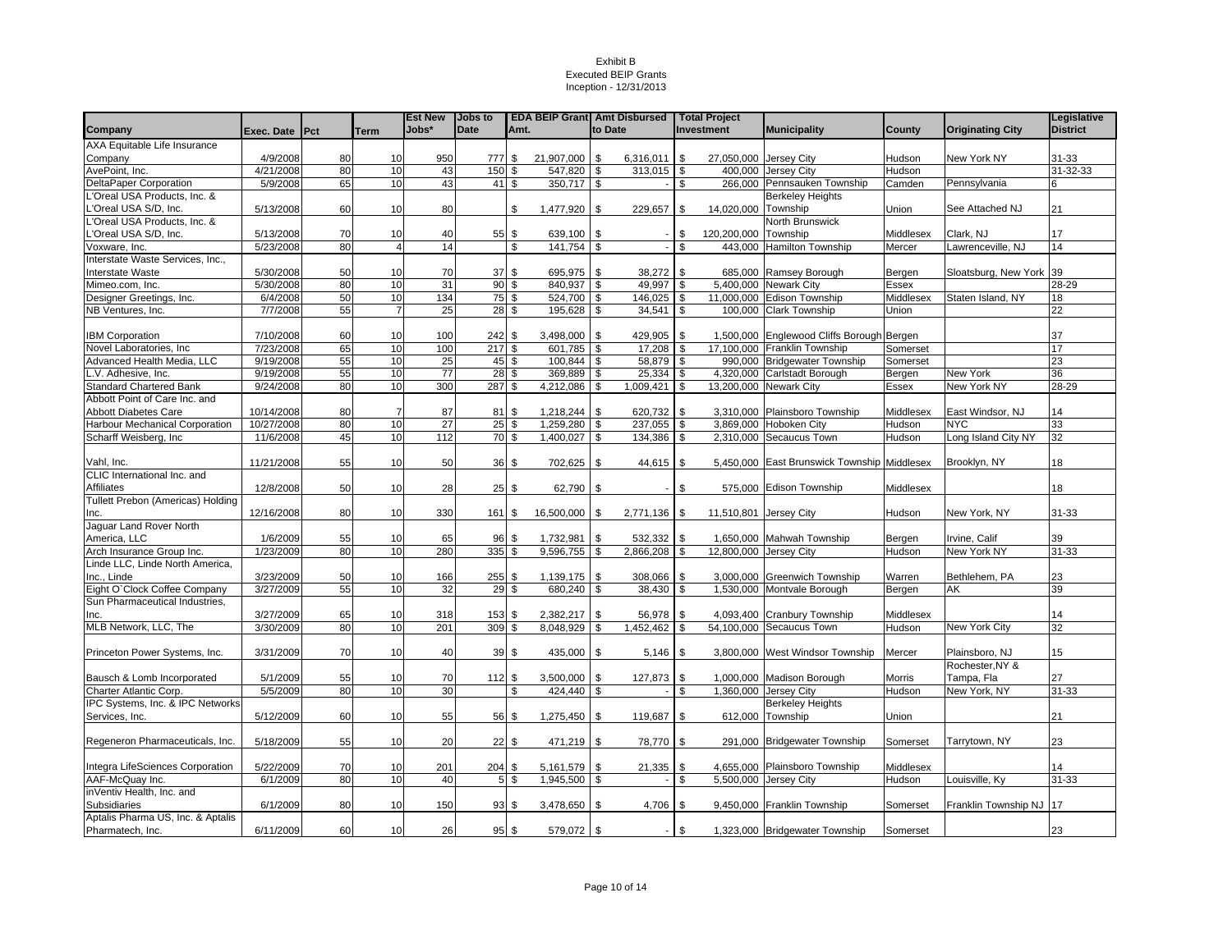Exhibit B
Executed BEIP Grants
Inception - 12/31/2013

| Company | Exec. Date | Pct | Term | Est New Jobs* | Jobs to Date | EDA BEIP Grant Amt. | Amt Disbursed to Date | Total Project Investment | Municipality | County | Originating City | Legislative District |
|---|---|---|---|---|---|---|---|---|---|---|---|---|
| AXA Equitable Life Insurance Company | 4/9/2008 | 80 | 10 | 950 | 777 | $ 21,907,000 | $ 6,316,011 | $ 27,050,000 | Jersey City | Hudson | New York NY | 31-33 |
| AvePoint, Inc. | 4/21/2008 | 80 | 10 | 43 | 150 | $ 547,820 | $ 313,015 | $ 400,000 | Jersey City | Hudson | | 31-32-33 |
| DeltaPaper Corporation | 5/9/2008 | 65 | 10 | 43 | 41 | $ 350,717 | $ - | $ 266,000 | Pennsauken Township | Camden | Pennsylvania | 6 |
| L'Oreal USA Products, Inc. & L'Oreal USA S/D, Inc. | 5/13/2008 | 60 | 10 | 80 | | $ 1,477,920 | $ 229,657 | $ 14,020,000 | Berkeley Heights Township | Union | See Attached NJ | 21 |
| L'Oreal USA Products, Inc. & L'Oreal USA S/D, Inc. | 5/13/2008 | 70 | 10 | 40 | 55 | $ 639,100 | $ - | $ 120,200,000 | North Brunswick Township | Middlesex | Clark, NJ | 17 |
| Voxware, Inc. | 5/23/2008 | 80 | 4 | 14 | | $ 141,754 | $ - | $ 443,000 | Hamilton Township | Mercer | Lawrenceville, NJ | 14 |
| Interstate Waste Services, Inc., Interstate Waste | 5/30/2008 | 50 | 10 | 70 | 37 | $ 695,975 | $ 38,272 | $ 685,000 | Ramsey Borough | Bergen | Sloatsburg, New York | 39 |
| Mimeo.com, Inc. | 5/30/2008 | 80 | 10 | 31 | 90 | $ 840,937 | $ 49,997 | $ 5,400,000 | Newark City | Essex | | 28-29 |
| Designer Greetings, Inc. | 6/4/2008 | 50 | 10 | 134 | 75 | $ 524,700 | $ 146,025 | $ 11,000,000 | Edison Township | Middlesex | Staten Island, NY | 18 |
| NB Ventures, Inc. | 7/7/2008 | 55 | 7 | 25 | 28 | $ 195,628 | $ 34,541 | $ 100,000 | Clark Township | Union | | 22 |
| IBM Corporation | 7/10/2008 | 60 | 10 | 100 | 242 | $ 3,498,000 | $ 429,905 | $ 1,500,000 | Englewood Cliffs Borough | Bergen | | 37 |
| Novel Laboratories, Inc | 7/23/2008 | 65 | 10 | 100 | 217 | $ 601,785 | $ 17,208 | $ 17,100,000 | Franklin Township | Somerset | | 17 |
| Advanced Health Media, LLC | 9/19/2008 | 55 | 10 | 25 | 45 | $ 100,844 | $ 58,879 | $ 990,000 | Bridgewater Township | Somerset | | 23 |
| L.V. Adhesive, Inc. | 9/19/2008 | 55 | 10 | 77 | 28 | $ 369,889 | $ 25,334 | $ 4,320,000 | Carlstadt Borough | Bergen | New York | 36 |
| Standard Chartered Bank | 9/24/2008 | 80 | 10 | 300 | 287 | $ 4,212,086 | $ 1,009,421 | $ 13,200,000 | Newark City | Essex | New York NY | 28-29 |
| Abbott Point of Care Inc. and Abbott Diabetes Care | 10/14/2008 | 80 | 7 | 87 | 81 | $ 1,218,244 | $ 620,732 | $ 3,310,000 | Plainsboro Township | Middlesex | East Windsor, NJ | 14 |
| Harbour Mechanical Corporation | 10/27/2008 | 80 | 10 | 27 | 25 | $ 1,259,280 | $ 237,055 | $ 3,869,000 | Hoboken City | Hudson | NYC | 33 |
| Scharff Weisberg, Inc | 11/6/2008 | 45 | 10 | 112 | 70 | $ 1,400,027 | $ 134,386 | $ 2,310,000 | Secaucus Town | Hudson | Long Island City NY | 32 |
| Vahl, Inc. | 11/21/2008 | 55 | 10 | 50 | 36 | $ 702,625 | $ 44,615 | $ 5,450,000 | East Brunswick Township | Middlesex | Brooklyn, NY | 18 |
| CLIC International Inc. and Affiliates | 12/8/2008 | 50 | 10 | 28 | 25 | $ 62,790 | $ - | $ 575,000 | Edison Township | Middlesex | | 18 |
| Tullett Prebon (Americas) Holding Inc. | 12/16/2008 | 80 | 10 | 330 | 161 | $ 16,500,000 | $ 2,771,136 | $ 11,510,801 | Jersey City | Hudson | New York, NY | 31-33 |
| Jaguar Land Rover North America, LLC | 1/6/2009 | 55 | 10 | 65 | 96 | $ 1,732,981 | $ 532,332 | $ 1,650,000 | Mahwah Township | Bergen | Irvine, Calif | 39 |
| Arch Insurance Group Inc. | 1/23/2009 | 80 | 10 | 280 | 335 | $ 9,596,755 | $ 2,866,208 | $ 12,800,000 | Jersey City | Hudson | New York NY | 31-33 |
| Linde LLC, Linde North America, Inc., Linde | 3/23/2009 | 50 | 10 | 166 | 255 | $ 1,139,175 | $ 308,066 | $ 3,000,000 | Greenwich Township | Warren | Bethlehem, PA | 23 |
| Eight O`Clock Coffee Company | 3/27/2009 | 55 | 10 | 32 | 29 | $ 680,240 | $ 38,430 | $ 1,530,000 | Montvale Borough | Bergen | AK | 39 |
| Sun Pharmaceutical Industries, Inc. | 3/27/2009 | 65 | 10 | 318 | 153 | $ 2,382,217 | $ 56,978 | $ 4,093,400 | Cranbury Township | Middlesex | | 14 |
| MLB Network, LLC, The | 3/30/2009 | 80 | 10 | 201 | 309 | $ 8,048,929 | $ 1,452,462 | $ 54,100,000 | Secaucus Town | Hudson | New York City | 32 |
| Princeton Power Systems, Inc. | 3/31/2009 | 70 | 10 | 40 | 39 | $ 435,000 | $ 5,146 | $ 3,800,000 | West Windsor Township | Mercer | Plainsboro, NJ | 15 |
| Bausch & Lomb Incorporated | 5/1/2009 | 55 | 10 | 70 | 112 | $ 3,500,000 | $ 127,873 | $ 1,000,000 | Madison Borough | Morris | Rochester,NY & Tampa, Fla | 27 |
| Charter Atlantic Corp. | 5/5/2009 | 80 | 10 | 30 | | $ 424,440 | $ - | $ 1,360,000 | Jersey City | Hudson | New York, NY | 31-33 |
| IPC Systems, Inc. & IPC Networks Services, Inc. | 5/12/2009 | 60 | 10 | 55 | 56 | $ 1,275,450 | $ 119,687 | $ 612,000 | Berkeley Heights Township | Union | | 21 |
| Regeneron Pharmaceuticals, Inc. | 5/18/2009 | 55 | 10 | 20 | 22 | $ 471,219 | $ 78,770 | $ 291,000 | Bridgewater Township | Somerset | Tarrytown, NY | 23 |
| Integra LifeSciences Corporation | 5/22/2009 | 70 | 10 | 201 | 204 | $ 5,161,579 | $ 21,335 | $ 4,655,000 | Plainsboro Township | Middlesex | | 14 |
| AAF-McQuay Inc. | 6/1/2009 | 80 | 10 | 40 | 5 | $ 1,945,500 | $ - | $ 5,500,000 | Jersey City | Hudson | Louisville, Ky | 31-33 |
| inVentiv Health, Inc. and Subsidiaries | 6/1/2009 | 80 | 10 | 150 | 93 | $ 3,478,650 | $ 4,706 | $ 9,450,000 | Franklin Township | Somerset | Franklin Township NJ | 17 |
| Aptalis Pharma US, Inc. & Aptalis Pharmatech, Inc. | 6/11/2009 | 60 | 10 | 26 | 95 | $ 579,072 | $ - | $ 1,323,000 | Bridgewater Township | Somerset | | 23 |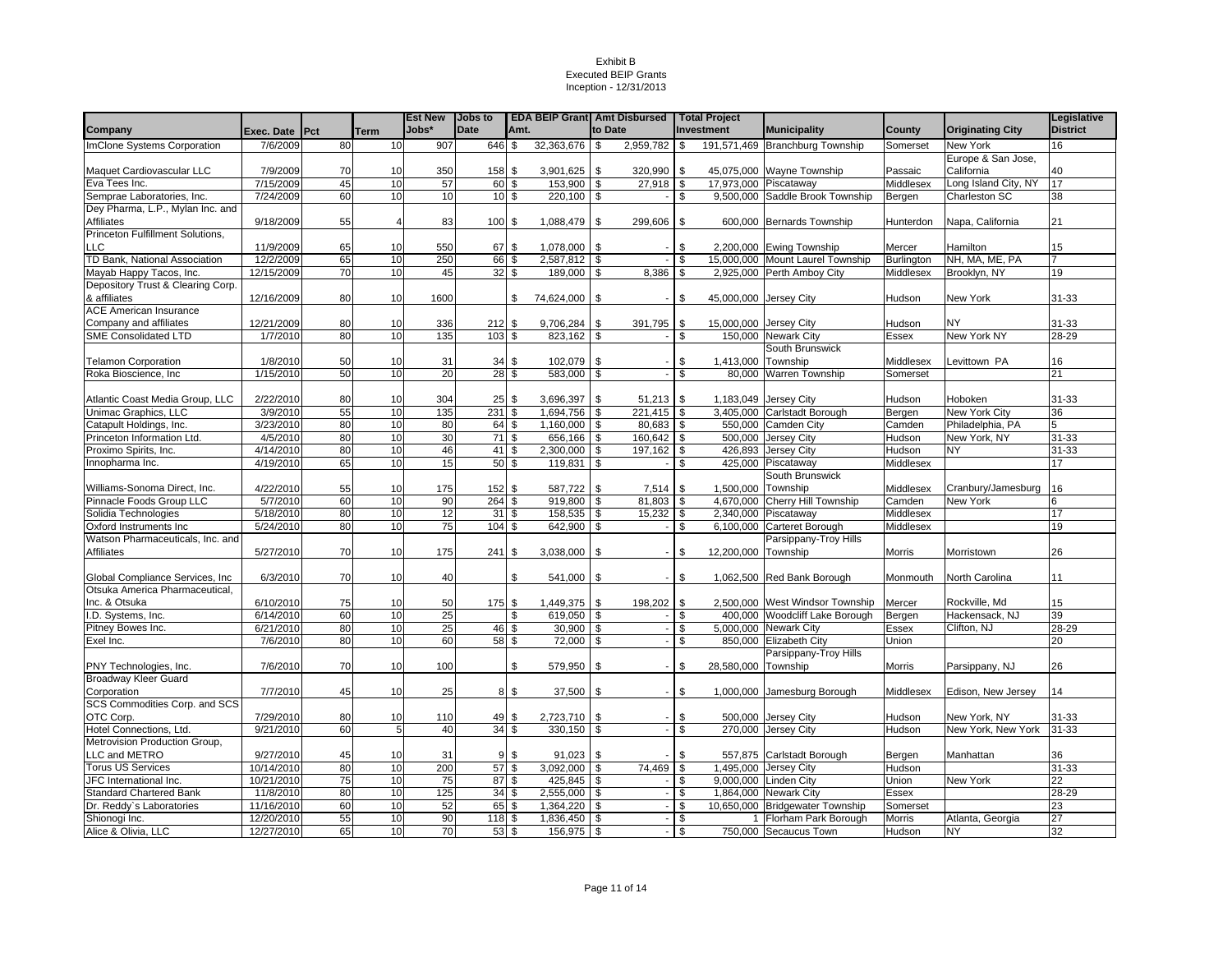# Exhibit B
## Executed BEIP Grants
### Inception - 12/31/2013

| Company | Exec. Date | Pct | Term | Est New Jobs* | Jobs to Date | EDA BEIP Grant Amt. | Amt Disbursed to Date | Total Project Investment | Municipality | County | Originating City | Legislative District |
|---|---|---|---|---|---|---|---|---|---|---|---|---|
| ImClone Systems Corporation | 7/6/2009 | 80 | 10 | 907 | 646 | $ 32,363,676 | $ 2,959,782 | $ 191,571,469 | Branchburg Township | Somerset | New York | 16 |
| Maquet Cardiovascular LLC | 7/9/2009 | 70 | 10 | 350 | 158 | $ 3,901,625 | $ 320,990 | $ 45,075,000 | Wayne Township | Passaic | Europe & San Jose, California | 40 |
| Eva Tees Inc. | 7/15/2009 | 45 | 10 | 57 | 60 | $ 153,900 | $ 27,918 | $ 17,973,000 | Piscataway | Middlesex | Long Island City, NY | 17 |
| Semprae Laboratories, Inc. | 7/24/2009 | 60 | 10 | 10 | 10 | $ 220,100 | $ - | $ 9,500,000 | Saddle Brook Township | Bergen | Charleston SC | 38 |
| Dey Pharma, L.P., Mylan Inc. and Affiliates | 9/18/2009 | 55 | 4 | 83 | 100 | $ 1,088,479 | $ 299,606 | $ 600,000 | Bernards Township | Hunterdon | Napa, California | 21 |
| Princeton Fulfillment Solutions, LLC | 11/9/2009 | 65 | 10 | 550 | 67 | $ 1,078,000 | $ - | $ 2,200,000 | Ewing Township | Mercer | Hamilton | 15 |
| TD Bank, National Association | 12/2/2009 | 65 | 10 | 250 | 66 | $ 2,587,812 | $ - | $ 15,000,000 | Mount Laurel Township | Burlington | NH, MA, ME, PA | 7 |
| Mayab Happy Tacos, Inc. | 12/15/2009 | 70 | 10 | 45 | 32 | $ 189,000 | $ 8,386 | $ 2,925,000 | Perth Amboy City | Middlesex | Brooklyn, NY | 19 |
| Depository Trust & Clearing Corp. & affiliates | 12/16/2009 | 80 | 10 | 1600 | | $ 74,624,000 | $ - | $ 45,000,000 | Jersey City | Hudson | New York | 31-33 |
| ACE American Insurance Company and affiliates | 12/21/2009 | 80 | 10 | 336 | 212 | $ 9,706,284 | $ 391,795 | $ 15,000,000 | Jersey City | Hudson | NY | 31-33 |
| SME Consolidated LTD | 1/7/2010 | 80 | 10 | 135 | 103 | $ 823,162 | $ - | $ 150,000 | Newark City | Essex | New York NY | 28-29 |
| Telamon Corporation | 1/8/2010 | 50 | 10 | 31 | 34 | $ 102,079 | $ - | $ 1,413,000 | South Brunswick Township | Middlesex | Levittown PA | 16 |
| Roka Bioscience, Inc | 1/15/2010 | 50 | 10 | 20 | 28 | $ 583,000 | $ - | $ 80,000 | Warren Township | Somerset | | 21 |
| Atlantic Coast Media Group, LLC | 2/22/2010 | 80 | 10 | 304 | 25 | $ 3,696,397 | $ 51,213 | $ 1,183,049 | Jersey City | Hudson | Hoboken | 31-33 |
| Unimac Graphics, LLC | 3/9/2010 | 55 | 10 | 135 | 231 | $ 1,694,756 | $ 221,415 | $ 3,405,000 | Carlstadt Borough | Bergen | New York City | 36 |
| Catapult Holdings, Inc. | 3/23/2010 | 80 | 10 | 80 | 64 | $ 1,160,000 | $ 80,683 | $ 550,000 | Camden City | Camden | Philadelphia, PA | 5 |
| Princeton Information Ltd. | 4/5/2010 | 80 | 10 | 30 | 71 | $ 656,166 | $ 160,642 | $ 500,000 | Jersey City | Hudson | New York, NY | 31-33 |
| Proximo Spirits, Inc. | 4/14/2010 | 80 | 10 | 46 | 41 | $ 2,300,000 | $ 197,162 | $ 426,893 | Jersey City | Hudson | NY | 31-33 |
| Innopharma Inc. | 4/19/2010 | 65 | 10 | 15 | 50 | $ 119,831 | $ - | $ 425,000 | Piscataway | Middlesex | | 17 |
| Williams-Sonoma Direct, Inc. | 4/22/2010 | 55 | 10 | 175 | 152 | $ 587,722 | $ 7,514 | $ 1,500,000 | South Brunswick Township | Middlesex | Cranbury/Jamesburg | 16 |
| Pinnacle Foods Group LLC | 5/7/2010 | 60 | 10 | 90 | 264 | $ 919,800 | $ 81,803 | $ 4,670,000 | Cherry Hill Township | Camden | New York | 6 |
| Solidia Technologies | 5/18/2010 | 80 | 10 | 12 | 31 | $ 158,535 | $ 15,232 | $ 2,340,000 | Piscataway | Middlesex | | 17 |
| Oxford Instruments Inc | 5/24/2010 | 80 | 10 | 75 | 104 | $ 642,900 | $ - | $ 6,100,000 | Carteret Borough | Middlesex | | 19 |
| Watson Pharmaceuticals, Inc. and Affiliates | 5/27/2010 | 70 | 10 | 175 | 241 | $ 3,038,000 | $ - | $ 12,200,000 | Parsippany-Troy Hills Township | Morris | Morristown | 26 |
| Global Compliance Services, Inc | 6/3/2010 | 70 | 10 | 40 | | $ 541,000 | $ - | $ 1,062,500 | Red Bank Borough | Monmouth | North Carolina | 11 |
| Otsuka America Pharmaceutical, Inc. & Otsuka | 6/10/2010 | 75 | 10 | 50 | 175 | $ 1,449,375 | $ 198,202 | $ 2,500,000 | West Windsor Township | Mercer | Rockville, Md | 15 |
| I.D. Systems, Inc. | 6/14/2010 | 60 | 10 | 25 | | $ 619,050 | $ - | $ 400,000 | Woodcliff Lake Borough | Bergen | Hackensack, NJ | 39 |
| Pitney Bowes Inc. | 6/21/2010 | 80 | 10 | 25 | 46 | $ 30,900 | $ - | $ 5,000,000 | Newark City | Essex | Clifton, NJ | 28-29 |
| Exel Inc. | 7/6/2010 | 80 | 10 | 60 | 58 | $ 72,000 | $ - | $ 850,000 | Elizabeth City | Union | | 20 |
| PNY Technologies, Inc. | 7/6/2010 | 70 | 10 | 100 | | $ 579,950 | $ - | $ 28,580,000 | Parsippany-Troy Hills Township | Morris | Parsippany, NJ | 26 |
| Broadway Kleer Guard Corporation | 7/7/2010 | 45 | 10 | 25 | 8 | $ 37,500 | $ - | $ 1,000,000 | Jamesburg Borough | Middlesex | Edison, New Jersey | 14 |
| SCS Commodities Corp. and SCS OTC Corp. | 7/29/2010 | 80 | 10 | 110 | 49 | $ 2,723,710 | $ - | $ 500,000 | Jersey City | Hudson | New York, NY | 31-33 |
| Hotel Connections, Ltd. | 9/21/2010 | 60 | 5 | 40 | 34 | $ 330,150 | $ - | $ 270,000 | Jersey City | Hudson | New York, New York | 31-33 |
| Metrovision Production Group, LLC and METRO | 9/27/2010 | 45 | 10 | 31 | 9 | $ 91,023 | $ - | $ 557,875 | Carlstadt Borough | Bergen | Manhattan | 36 |
| Torus US Services | 10/14/2010 | 80 | 10 | 200 | 57 | $ 3,092,000 | $ 74,469 | $ 1,495,000 | Jersey City | Hudson | | 31-33 |
| JFC International Inc. | 10/21/2010 | 75 | 10 | 75 | 87 | $ 425,845 | $ - | $ 9,000,000 | Linden City | Union | New York | 22 |
| Standard Chartered Bank | 11/8/2010 | 80 | 10 | 125 | 34 | $ 2,555,000 | $ - | $ 1,864,000 | Newark City | Essex | | 28-29 |
| Dr. Reddy`s Laboratories | 11/16/2010 | 60 | 10 | 52 | 65 | $ 1,364,220 | $ - | $ 10,650,000 | Bridgewater Township | Somerset | | 23 |
| Shionogi Inc. | 12/20/2010 | 55 | 10 | 90 | 118 | $ 1,836,450 | $ - | $ 1 | Florham Park Borough | Morris | Atlanta, Georgia | 27 |
| Alice & Olivia, LLC | 12/27/2010 | 65 | 10 | 70 | 53 | $ 156,975 | $ - | $ 750,000 | Secaucus Town | Hudson | NY | 32 |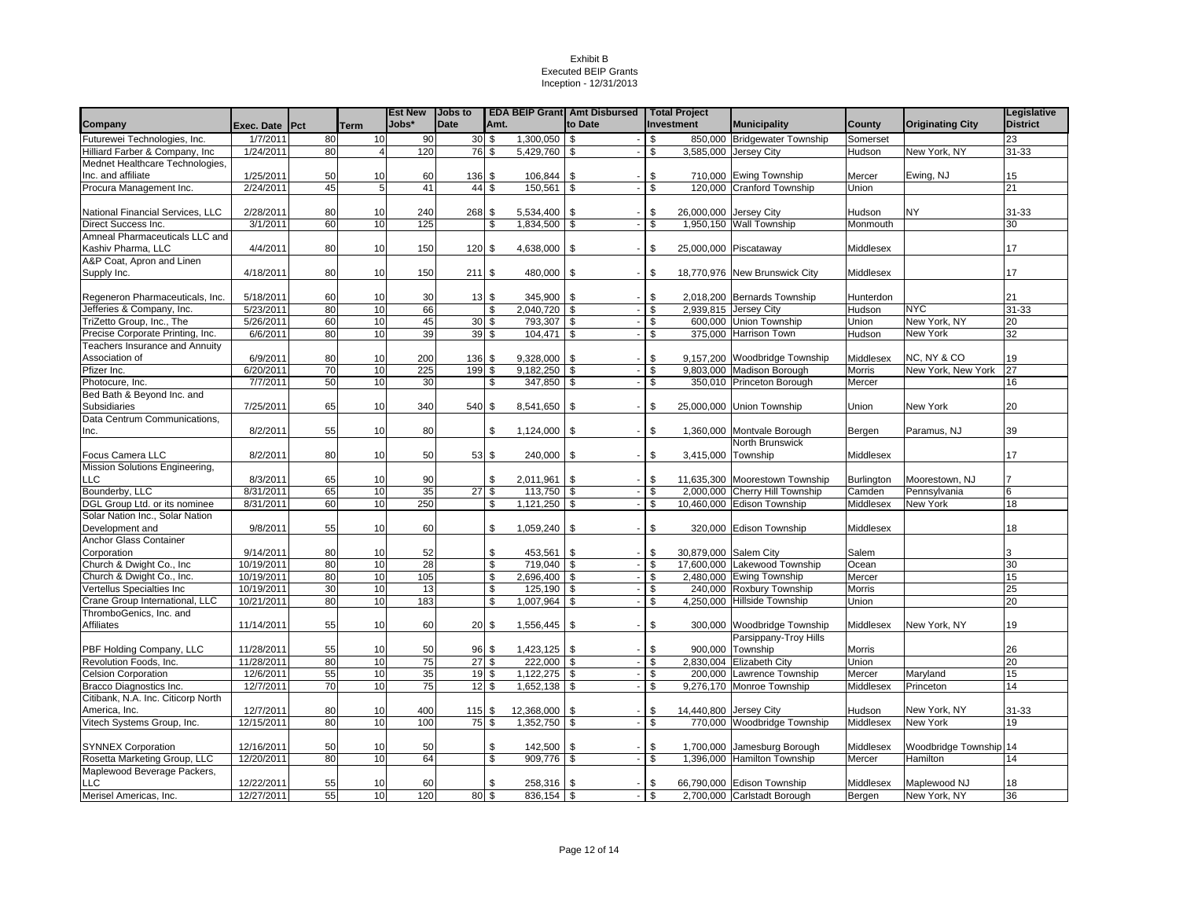Exhibit B
Executed BEIP Grants
Inception - 12/31/2013

| Company | Exec. Date | Pct | Term | Est New Jobs* | Jobs to Date | EDA BEIP Grant Amt. | Amt Disbursed to Date | Total Project Investment | Municipality | County | Originating City | Legislative District |
|---|---|---|---|---|---|---|---|---|---|---|---|---|
| Futurewei Technologies, Inc. | 1/7/2011 | 80 | 10 | 90 | 30 | $ 1,300,050 | $ - | $ 850,000 | Bridgewater Township | Somerset | | 23 |
| Hilliard Farber & Company, Inc | 1/24/2011 | 80 | 4 | 120 | 76 | $ 5,429,760 | $ - | $ 3,585,000 | Jersey City | Hudson | New York, NY | 31-33 |
| Mednet Healthcare Technologies, Inc. and affiliate | 1/25/2011 | 50 | 10 | 60 | 136 | $ 106,844 | $ - | $ 710,000 | Ewing Township | Mercer | Ewing, NJ | 15 |
| Procura Management Inc. | 2/24/2011 | 45 | 5 | 41 | 44 | $ 150,561 | $ - | $ 120,000 | Cranford Township | Union | | 21 |
| National Financial Services, LLC | 2/28/2011 | 80 | 10 | 240 | 268 | $ 5,534,400 | $ - | $ 26,000,000 | Jersey City | Hudson | NY | 31-33 |
| Direct Success Inc. | 3/1/2011 | 60 | 10 | 125 | | $ 1,834,500 | $ - | $ 1,950,150 | Wall Township | Monmouth | | 30 |
| Amneal Pharmaceuticals LLC and Kashiv Pharma, LLC | 4/4/2011 | 80 | 10 | 150 | 120 | $ 4,638,000 | $ - | $ 25,000,000 | Piscataway | Middlesex | | 17 |
| A&P Coat, Apron and Linen Supply Inc. | 4/18/2011 | 80 | 10 | 150 | 211 | $ 480,000 | $ - | $ 18,770,976 | New Brunswick City | Middlesex | | 17 |
| Regeneron Pharmaceuticals, Inc. | 5/18/2011 | 60 | 10 | 30 | 13 | $ 345,900 | $ - | $ 2,018,200 | Bernards Township | Hunterdon | | 21 |
| Jefferies & Company, Inc. | 5/23/2011 | 80 | 10 | 66 | | $ 2,040,720 | $ - | $ 2,939,815 | Jersey City | Hudson | NYC | 31-33 |
| TriZetto Group, Inc., The | 5/26/2011 | 60 | 10 | 45 | 30 | $ 793,307 | $ - | $ 600,000 | Union Township | Union | New York, NY | 20 |
| Precise Corporate Printing, Inc. | 6/6/2011 | 80 | 10 | 39 | 39 | $ 104,471 | $ - | $ 375,000 | Harrison Town | Hudson | New York | 32 |
| Teachers Insurance and Annuity Association of | 6/9/2011 | 80 | 10 | 200 | 136 | $ 9,328,000 | $ - | $ 9,157,200 | Woodbridge Township | Middlesex | NC, NY & CO | 19 |
| Pfizer Inc. | 6/20/2011 | 70 | 10 | 225 | 199 | $ 9,182,250 | $ - | $ 9,803,000 | Madison Borough | Morris | New York, New York | 27 |
| Photocure, Inc. | 7/7/2011 | 50 | 10 | 30 | | $ 347,850 | $ - | $ 350,010 | Princeton Borough | Mercer | | 16 |
| Bed Bath & Beyond Inc. and Subsidiaries | 7/25/2011 | 65 | 10 | 340 | 540 | $ 8,541,650 | $ - | $ 25,000,000 | Union Township | Union | New York | 20 |
| Data Centrum Communications, Inc. | 8/2/2011 | 55 | 10 | 80 | | $ 1,124,000 | $ - | $ 1,360,000 | Montvale Borough | Bergen | Paramus, NJ | 39 |
| Focus Camera LLC | 8/2/2011 | 80 | 10 | 50 | 53 | $ 240,000 | $ - | $ 3,415,000 | North Brunswick Township | Middlesex | | 17 |
| Mission Solutions Engineering, LLC | 8/3/2011 | 65 | 10 | 90 | | $ 2,011,961 | $ - | $ 11,635,300 | Moorestown Township | Burlington | Moorestown, NJ | 7 |
| Bounderby, LLC | 8/31/2011 | 65 | 10 | 35 | 27 | $ 113,750 | $ - | $ 2,000,000 | Cherry Hill Township | Camden | Pennsylvania | 6 |
| DGL Group Ltd. or its nominee | 8/31/2011 | 60 | 10 | 250 | | $ 1,121,250 | $ - | $ 10,460,000 | Edison Township | Middlesex | New York | 18 |
| Solar Nation Inc., Solar Nation Development and | 9/8/2011 | 55 | 10 | 60 | | $ 1,059,240 | $ - | $ 320,000 | Edison Township | Middlesex | | 18 |
| Anchor Glass Container Corporation | 9/14/2011 | 80 | 10 | 52 | | $ 453,561 | $ - | $ 30,879,000 | Salem City | Salem | | 3 |
| Church & Dwight Co., Inc | 10/19/2011 | 80 | 10 | 28 | | $ 719,040 | $ - | $ 17,600,000 | Lakewood Township | Ocean | | 30 |
| Church & Dwight Co., Inc. | 10/19/2011 | 80 | 10 | 105 | | $ 2,696,400 | $ - | $ 2,480,000 | Ewing Township | Mercer | | 15 |
| Vertellus Specialties Inc | 10/19/2011 | 30 | 10 | 13 | | $ 125,190 | $ - | $ 240,000 | Roxbury Township | Morris | | 25 |
| Crane Group International, LLC | 10/21/2011 | 80 | 10 | 183 | | $ 1,007,964 | $ - | $ 4,250,000 | Hillside Township | Union | | 20 |
| ThromboGenics, Inc. and Affiliates | 11/14/2011 | 55 | 10 | 60 | 20 | $ 1,556,445 | $ - | $ 300,000 | Woodbridge Township | Middlesex | New York, NY | 19 |
| PBF Holding Company, LLC | 11/28/2011 | 55 | 10 | 50 | 96 | $ 1,423,125 | $ - | $ 900,000 | Parsippany-Troy Hills Township | Morris | | 26 |
| Revolution Foods, Inc. | 11/28/2011 | 80 | 10 | 75 | 27 | $ 222,000 | $ - | $ 2,830,004 | Elizabeth City | Union | | 20 |
| Celsion Corporation | 12/6/2011 | 55 | 10 | 35 | 19 | $ 1,122,275 | $ - | $ 200,000 | Lawrence Township | Mercer | Maryland | 15 |
| Bracco Diagnostics Inc. | 12/7/2011 | 70 | 10 | 75 | 12 | $ 1,652,138 | $ - | $ 9,276,170 | Monroe Township | Middlesex | Princeton | 14 |
| Citibank, N.A. Inc. Citicorp North America, Inc. | 12/7/2011 | 80 | 10 | 400 | 115 | $ 12,368,000 | $ - | $ 14,440,800 | Jersey City | Hudson | New York, NY | 31-33 |
| Vitech Systems Group, Inc. | 12/15/2011 | 80 | 10 | 100 | 75 | $ 1,352,750 | $ - | $ 770,000 | Woodbridge Township | Middlesex | New York | 19 |
| SYNNEX Corporation | 12/16/2011 | 50 | 10 | 50 | | $ 142,500 | $ - | $ 1,700,000 | Jamesburg Borough | Middlesex | Woodbridge Township | 14 |
| Rosetta Marketing Group, LLC | 12/20/2011 | 80 | 10 | 64 | | $ 909,776 | $ - | $ 1,396,000 | Hamilton Township | Mercer | Hamilton | 14 |
| Maplewood Beverage Packers, LLC | 12/22/2011 | 55 | 10 | 60 | | $ 258,316 | $ - | $ 66,790,000 | Edison Township | Middlesex | Maplewood NJ | 18 |
| Merisel Americas, Inc. | 12/27/2011 | 55 | 10 | 120 | 80 | $ 836,154 | $ - | $ 2,700,000 | Carlstadt Borough | Bergen | New York, NY | 36 |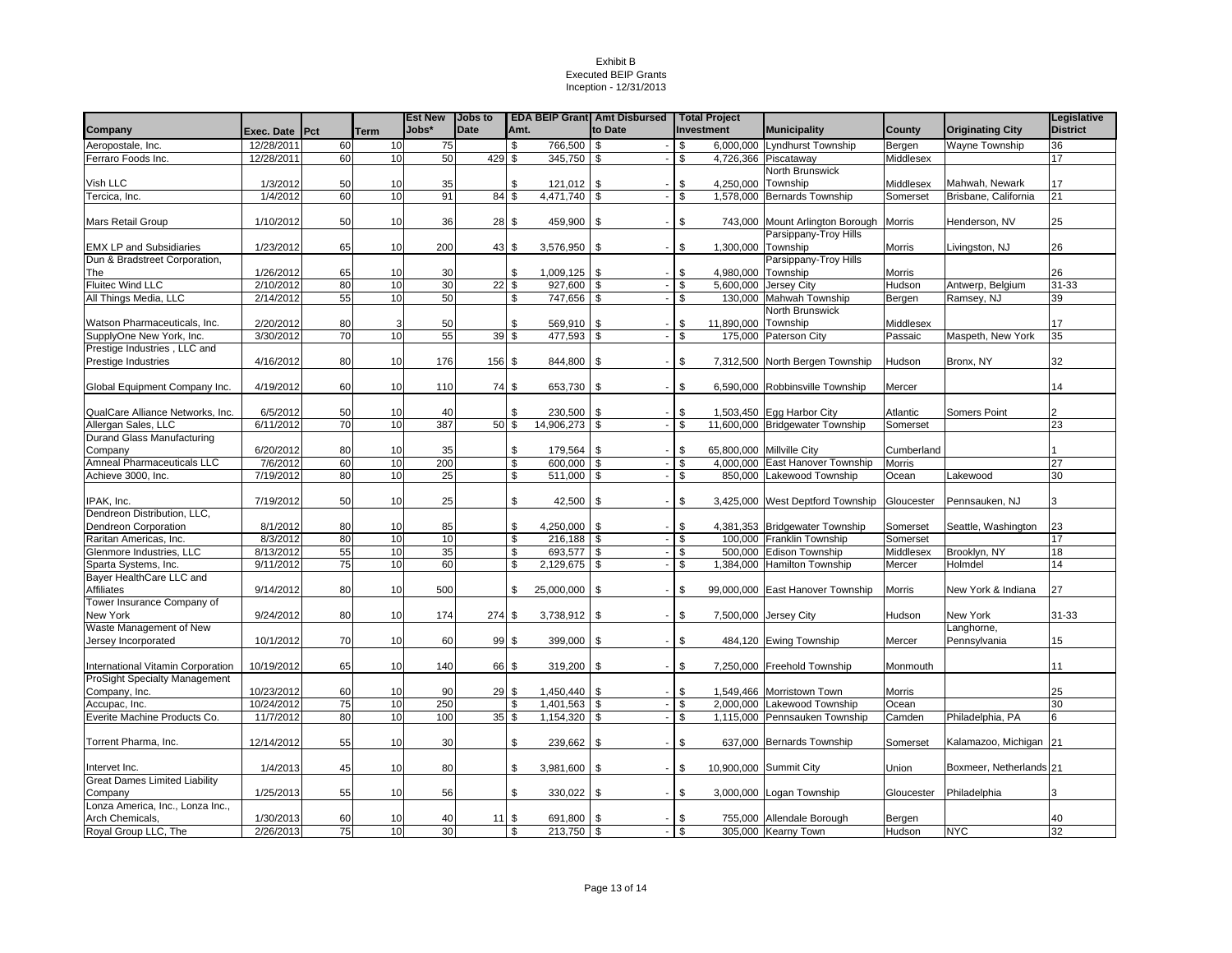Exhibit B
Executed BEIP Grants
Inception - 12/31/2013

| Company | Exec. Date | Pct | Term | Est New Jobs* | Jobs to Date | EDA BEIP Grant Amt. | Amt Disbursed to Date | Total Project Investment | Municipality | County | Originating City | Legislative District |
|---|---|---|---|---|---|---|---|---|---|---|---|---|
| Aeropostale, Inc. | 12/28/2011 | 60 | 10 | 75 | | $ 766,500 | $ - | $ 6,000,000 | Lyndhurst Township | Bergen | Wayne Township | 36 |
| Ferraro Foods Inc. | 12/28/2011 | 60 | 10 | 50 | 429 | $ 345,750 | $ - | $ 4,726,366 | Piscataway | Middlesex | | 17 |
| Vish LLC | 1/3/2012 | 50 | 10 | 35 | | $ 121,012 | $ - | $ 4,250,000 | North Brunswick Township | Middlesex | Mahwah, Newark | 17 |
| Tercica, Inc. | 1/4/2012 | 60 | 10 | 91 | 84 | $ 4,471,740 | $ - | $ 1,578,000 | Bernards Township | Somerset | Brisbane, California | 21 |
| Mars Retail Group | 1/10/2012 | 50 | 10 | 36 | 28 | $ 459,900 | $ - | $ 743,000 | Mount Arlington Borough | Morris | Henderson, NV | 25 |
| EMX LP and Subsidiaries | 1/23/2012 | 65 | 10 | 200 | 43 | $ 3,576,950 | $ - | $ 1,300,000 | Parsippany-Troy Hills Township | Morris | Livingston, NJ | 26 |
| Dun & Bradstreet Corporation, The | 1/26/2012 | 65 | 10 | 30 | | $ 1,009,125 | $ - | $ 4,980,000 | Parsippany-Troy Hills Township | Morris | | 26 |
| Fluitec Wind LLC | 2/10/2012 | 80 | 10 | 30 | 22 | $ 927,600 | $ - | $ 5,600,000 | Jersey City | Hudson | Antwerp, Belgium | 31-33 |
| All Things Media, LLC | 2/14/2012 | 55 | 10 | 50 | | $ 747,656 | $ - | $ 130,000 | Mahwah Township | Bergen | Ramsey, NJ | 39 |
| Watson Pharmaceuticals, Inc. | 2/20/2012 | 80 | 3 | 50 | | $ 569,910 | $ - | $ 11,890,000 | North Brunswick Township | Middlesex | | 17 |
| SupplyOne New York, Inc. | 3/30/2012 | 70 | 10 | 55 | 39 | $ 477,593 | $ - | $ 175,000 | Paterson City | Passaic | Maspeth, New York | 35 |
| Prestige Industries , LLC and Prestige Industries | 4/16/2012 | 80 | 10 | 176 | 156 | $ 844,800 | $ - | $ 7,312,500 | North Bergen Township | Hudson | Bronx, NY | 32 |
| Global Equipment Company Inc. | 4/19/2012 | 60 | 10 | 110 | 74 | $ 653,730 | $ - | $ 6,590,000 | Robbinsville Township | Mercer | | 14 |
| QualCare Alliance Networks, Inc. | 6/5/2012 | 50 | 10 | 40 | | $ 230,500 | $ - | $ 1,503,450 | Egg Harbor City | Atlantic | Somers Point | 2 |
| Allergan Sales, LLC | 6/11/2012 | 70 | 10 | 387 | 50 | $ 14,906,273 | $ - | $ 11,600,000 | Bridgewater Township | Somerset | | 23 |
| Durand Glass Manufacturing Company | 6/20/2012 | 80 | 10 | 35 | | $ 179,564 | $ - | $ 65,800,000 | Millville City | Cumberland | | 1 |
| Amneal Pharmaceuticals LLC | 7/6/2012 | 60 | 10 | 200 | | $ 600,000 | $ - | $ 4,000,000 | East Hanover Township | Morris | | 27 |
| Achieve 3000, Inc. | 7/19/2012 | 80 | 10 | 25 | | $ 511,000 | $ - | $ 850,000 | Lakewood Township | Ocean | Lakewood | 30 |
| IPAK, Inc. | 7/19/2012 | 50 | 10 | 25 | | $ 42,500 | $ - | $ 3,425,000 | West Deptford Township | Gloucester | Pennsauken, NJ | 3 |
| Dendreon Distribution, LLC, Dendreon Corporation | 8/1/2012 | 80 | 10 | 85 | | $ 4,250,000 | $ - | $ 4,381,353 | Bridgewater Township | Somerset | Seattle, Washington | 23 |
| Raritan Americas, Inc. | 8/3/2012 | 80 | 10 | 10 | | $ 216,188 | $ - | $ 100,000 | Franklin Township | Somerset | | 17 |
| Glenmore Industries, LLC | 8/13/2012 | 55 | 10 | 35 | | $ 693,577 | $ - | $ 500,000 | Edison Township | Middlesex | Brooklyn, NY | 18 |
| Sparta Systems, Inc. | 9/11/2012 | 75 | 10 | 60 | | $ 2,129,675 | $ - | $ 1,384,000 | Hamilton Township | Mercer | Holmdel | 14 |
| Bayer HealthCare LLC and Affiliates | 9/14/2012 | 80 | 10 | 500 | | $ 25,000,000 | $ - | $ 99,000,000 | East Hanover Township | Morris | New York & Indiana | 27 |
| Tower Insurance Company of New York | 9/24/2012 | 80 | 10 | 174 | 274 | $ 3,738,912 | $ - | $ 7,500,000 | Jersey City | Hudson | New York | 31-33 |
| Waste Management of New Jersey Incorporated | 10/1/2012 | 70 | 10 | 60 | 99 | $ 399,000 | $ - | $ 484,120 | Ewing Township | Mercer | Langhorne, Pennsylvania | 15 |
| International Vitamin Corporation | 10/19/2012 | 65 | 10 | 140 | 66 | $ 319,200 | $ - | $ 7,250,000 | Freehold Township | Monmouth | | 11 |
| ProSight Specialty Management Company, Inc. | 10/23/2012 | 60 | 10 | 90 | 29 | $ 1,450,440 | $ - | $ 1,549,466 | Morristown Town | Morris | | 25 |
| Accupac, Inc. | 10/24/2012 | 75 | 10 | 250 | | $ 1,401,563 | $ - | $ 2,000,000 | Lakewood Township | Ocean | | 30 |
| Everite Machine Products Co. | 11/7/2012 | 80 | 10 | 100 | 35 | $ 1,154,320 | $ - | $ 1,115,000 | Pennsauken Township | Camden | Philadelphia, PA | 6 |
| Torrent Pharma, Inc. | 12/14/2012 | 55 | 10 | 30 | | $ 239,662 | $ - | $ 637,000 | Bernards Township | Somerset | Kalamazoo, Michigan | 21 |
| Intervet Inc. | 1/4/2013 | 45 | 10 | 80 | | $ 3,981,600 | $ - | $ 10,900,000 | Summit City | Union | Boxmeer, Netherlands | 21 |
| Great Dames Limited Liability Company | 1/25/2013 | 55 | 10 | 56 | | $ 330,022 | $ - | $ 3,000,000 | Logan Township | Gloucester | Philadelphia | 3 |
| Lonza America, Inc., Lonza Inc., Arch Chemicals, | 1/30/2013 | 60 | 10 | 40 | 11 | $ 691,800 | $ - | $ 755,000 | Allendale Borough | Bergen | | 40 |
| Royal Group LLC, The | 2/26/2013 | 75 | 10 | 30 | | $ 213,750 | $ - | $ 305,000 | Kearny Town | Hudson | NYC | 32 |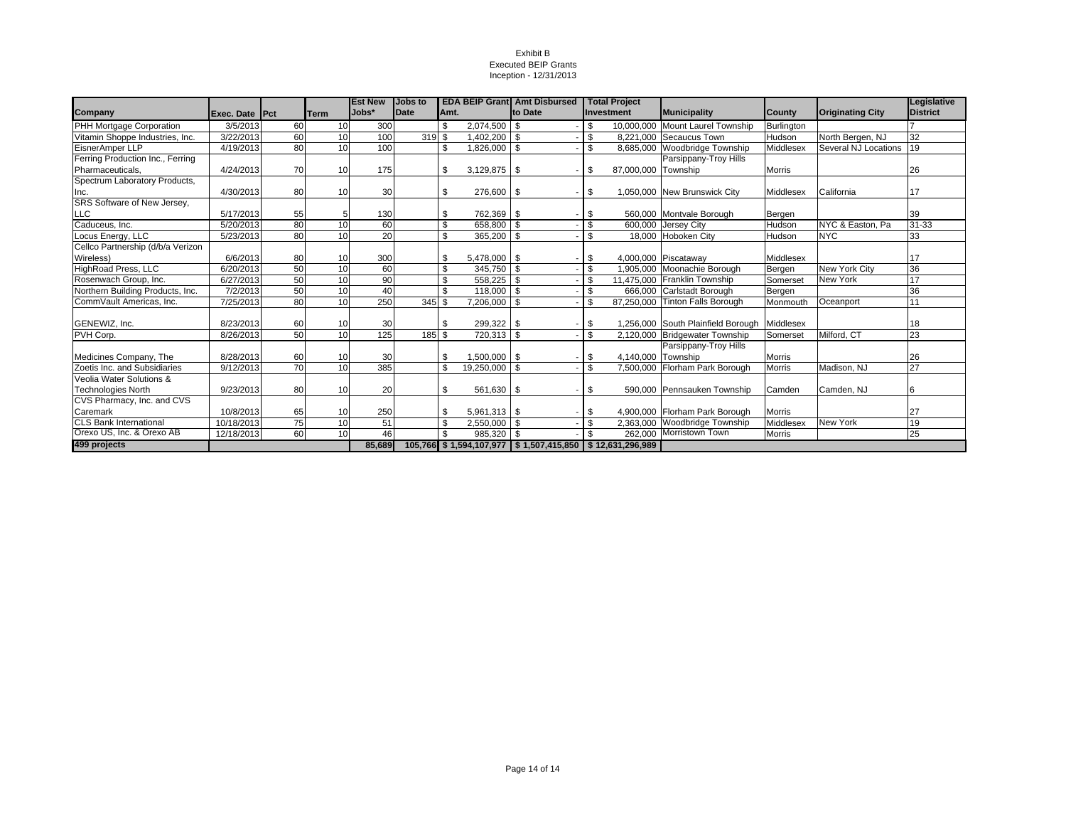Exhibit B
Executed BEIP Grants
Inception - 12/31/2013

| Company | Exec. Date | Pct | Term | Est New Jobs* | Jobs to Date | EDA BEIP Grant Amt. | Amt Disbursed to Date | Total Project Investment | Municipality | County | Originating City | Legislative District |
|---|---|---|---|---|---|---|---|---|---|---|---|---|
| PHH Mortgage Corporation | 3/5/2013 | 60 | 10 | 300 | | $ 2,074,500 | $ - | $ 10,000,000 | Mount Laurel Township | Burlington | | 7 |
| Vitamin Shoppe Industries, Inc. | 3/22/2013 | 60 | 10 | 100 | 319 | $ 1,402,200 | $ - | $ 8,221,000 | Secaucus Town | Hudson | North Bergen, NJ | 32 |
| EisnerAmper LLP | 4/19/2013 | 80 | 10 | 100 | | $ 1,826,000 | $ - | $ 8,685,000 | Woodbridge Township | Middlesex | Several NJ Locations | 19 |
| Ferring Production Inc., Ferring Pharmaceuticals, | 4/24/2013 | 70 | 10 | 175 | | $ 3,129,875 | $ - | $ 87,000,000 | Parsippany-Troy Hills Township | Morris | | 26 |
| Spectrum Laboratory Products, Inc. | 4/30/2013 | 80 | 10 | 30 | | $ 276,600 | $ - | $ 1,050,000 | New Brunswick City | Middlesex | California | 17 |
| SRS Software of New Jersey, LLC | 5/17/2013 | 55 | 5 | 130 | | $ 762,369 | $ - | $ 560,000 | Montvale Borough | Bergen | | 39 |
| Caduceus, Inc. | 5/20/2013 | 80 | 10 | 60 | | $ 658,800 | $ - | $ 600,000 | Jersey City | Hudson | NYC & Easton, Pa | 31-33 |
| Locus Energy, LLC | 5/23/2013 | 80 | 10 | 20 | | $ 365,200 | $ - | $ 18,000 | Hoboken City | Hudson | NYC | 33 |
| Cellco Partnership (d/b/a Verizon Wireless) | 6/6/2013 | 80 | 10 | 300 | | $ 5,478,000 | $ - | $ 4,000,000 | Piscataway | Middlesex | | 17 |
| HighRoad Press, LLC | 6/20/2013 | 50 | 10 | 60 | | $ 345,750 | $ - | $ 1,905,000 | Moonachie Borough | Bergen | New York City | 36 |
| Rosenwach Group, Inc. | 6/27/2013 | 50 | 10 | 90 | | $ 558,225 | $ - | $ 11,475,000 | Franklin Township | Somerset | New York | 17 |
| Northern Building Products, Inc. | 7/2/2013 | 50 | 10 | 40 | | $ 118,000 | $ - | $ 666,000 | Carlstadt Borough | Bergen | | 36 |
| CommVault Americas, Inc. | 7/25/2013 | 80 | 10 | 250 | 345 | $ 7,206,000 | $ - | $ 87,250,000 | Tinton Falls Borough | Monmouth | Oceanport | 11 |
| GENEWIZ, Inc. | 8/23/2013 | 60 | 10 | 30 | | $ 299,322 | $ - | $ 1,256,000 | South Plainfield Borough | Middlesex | | 18 |
| PVH Corp. | 8/26/2013 | 50 | 10 | 125 | 185 | $ 720,313 | $ - | $ 2,120,000 | Bridgewater Township | Somerset | Milford, CT | 23 |
| Medicines Company, The | 8/28/2013 | 60 | 10 | 30 | | $ 1,500,000 | $ - | $ 4,140,000 | Parsippany-Troy Hills Township | Morris | | 26 |
| Zoetis Inc. and Subsidiaries | 9/12/2013 | 70 | 10 | 385 | | $ 19,250,000 | $ - | $ 7,500,000 | Florham Park Borough | Morris | Madison, NJ | 27 |
| Veolia Water Solutions & Technologies North | 9/23/2013 | 80 | 10 | 20 | | $ 561,630 | $ - | $ 590,000 | Pennsauken Township | Camden | Camden, NJ | 6 |
| CVS Pharmacy, Inc. and CVS Caremark | 10/8/2013 | 65 | 10 | 250 | | $ 5,961,313 | $ - | $ 4,900,000 | Florham Park Borough | Morris | | 27 |
| CLS Bank International | 10/18/2013 | 75 | 10 | 51 | | $ 2,550,000 | $ - | $ 2,363,000 | Woodbridge Township | Middlesex | New York | 19 |
| Orexo US, Inc. & Orexo AB | 12/18/2013 | 60 | 10 | 46 | | $ 985,320 | $ - | $ 262,000 | Morristown Town | Morris | | 25 |
| **499 projects** | | | | **85,689** | **105,766** | **$ 1,594,107,977** | **$ 1,507,415,850** | **$ 12,631,296,989** | | | | |